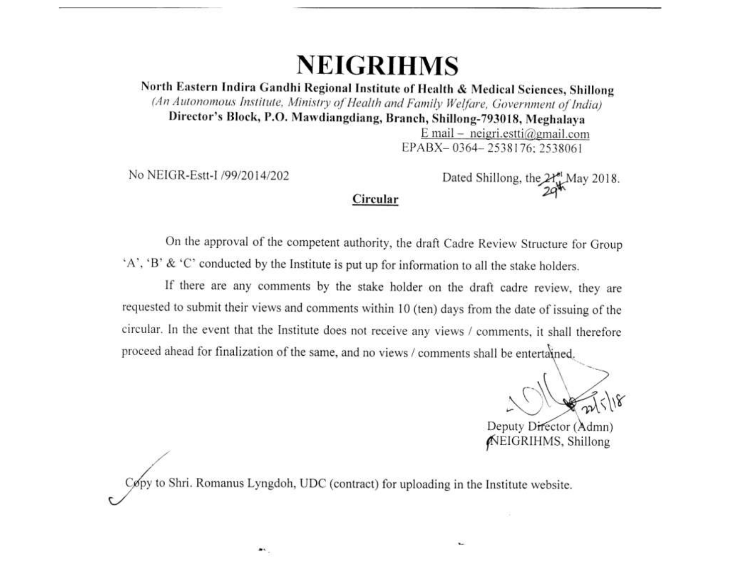# NEIGRIHMS

**North Eastern Indira Gandhi Regional Institute of Health & Medical Sciences, Shillong**

*(An Autonomous Institute, Ministry of Health and Family Welfare, Government of India)*

**Director's Block, P.O. Mawdiangdiang, Branch, Shillong-793018, Meghalaya**

E mail – neigri.estti@gmail.com

EPABX– 0364– 2538176; 2538061

No NEIGR-Estt-I /99/2014/202

Dated Shillong, the ~~21st~~ 29th May 2018.

## Circular

On the approval of the competent authority, the draft Cadre Review Structure for Group 'A', 'B' & 'C' conducted by the Institute is put up for information to all the stake holders.

If there are any comments by the stake holder on the draft cadre review, they are requested to submit their views and comments within 10 (ten) days from the date of issuing of the circular. In the event that the Institute does not receive any views / comments, it shall therefore proceed ahead for finalization of the same, and no views / comments shall be entertained.

22/5/18

Deputy Director (Admn)
NEIGRIHMS, Shillong

Copy to Shri. Romanus Lyngdoh, UDC (contract) for uploading in the Institute website.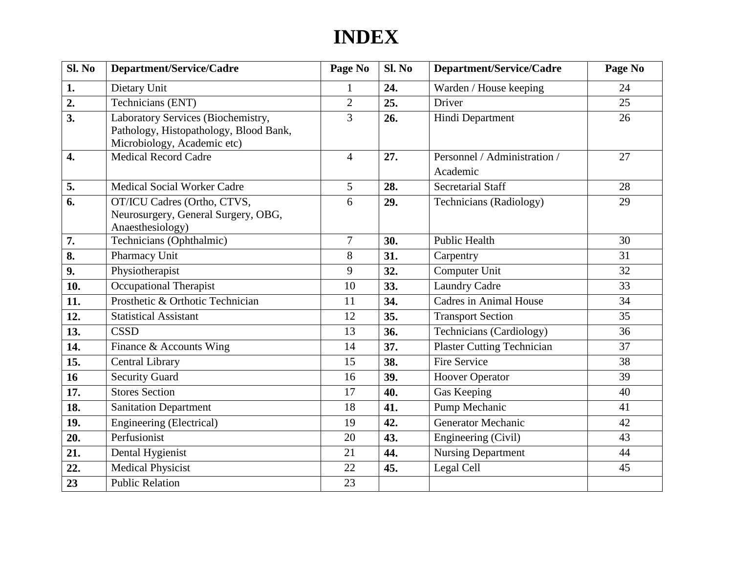# INDEX

| Sl. No | Department/Service/Cadre | Page No | Sl. No | Department/Service/Cadre | Page No |
|---|---|---|---|---|---|
| **1.** | Dietary Unit | 1 | **24.** | Warden / House keeping | 24 |
| **2.** | Technicians (ENT) | 2 | **25.** | Driver | 25 |
| **3.** | Laboratory Services (Biochemistry, Pathology, Histopathology, Blood Bank, Microbiology, Academic etc) | 3 | **26.** | Hindi Department | 26 |
| **4.** | Medical Record Cadre | 4 | **27.** | Personnel / Administration / Academic | 27 |
| **5.** | Medical Social Worker Cadre | 5 | **28.** | Secretarial Staff | 28 |
| **6.** | OT/ICU Cadres (Ortho, CTVS, Neurosurgery, General Surgery, OBG, Anaesthesiology) | 6 | **29.** | Technicians (Radiology) | 29 |
| **7.** | Technicians (Ophthalmic) | 7 | **30.** | Public Health | 30 |
| **8.** | Pharmacy Unit | 8 | **31.** | Carpentry | 31 |
| **9.** | Physiotherapist | 9 | **32.** | Computer Unit | 32 |
| **10.** | Occupational Therapist | 10 | **33.** | Laundry Cadre | 33 |
| **11.** | Prosthetic & Orthotic Technician | 11 | **34.** | Cadres in Animal House | 34 |
| **12.** | Statistical Assistant | 12 | **35.** | Transport Section | 35 |
| **13.** | CSSD | 13 | **36.** | Technicians (Cardiology) | 36 |
| **14.** | Finance & Accounts Wing | 14 | **37.** | Plaster Cutting Technician | 37 |
| **15.** | Central Library | 15 | **38.** | Fire Service | 38 |
| **16** | Security Guard | 16 | **39.** | Hoover Operator | 39 |
| **17.** | Stores Section | 17 | **40.** | Gas Keeping | 40 |
| **18.** | Sanitation Department | 18 | **41.** | Pump Mechanic | 41 |
| **19.** | Engineering (Electrical) | 19 | **42.** | Generator Mechanic | 42 |
| **20.** | Perfusionist | 20 | **43.** | Engineering (Civil) | 43 |
| **21.** | Dental Hygienist | 21 | **44.** | Nursing Department | 44 |
| **22.** | Medical Physicist | 22 | **45.** | Legal Cell | 45 |
| **23** | Public Relation | 23 | | | |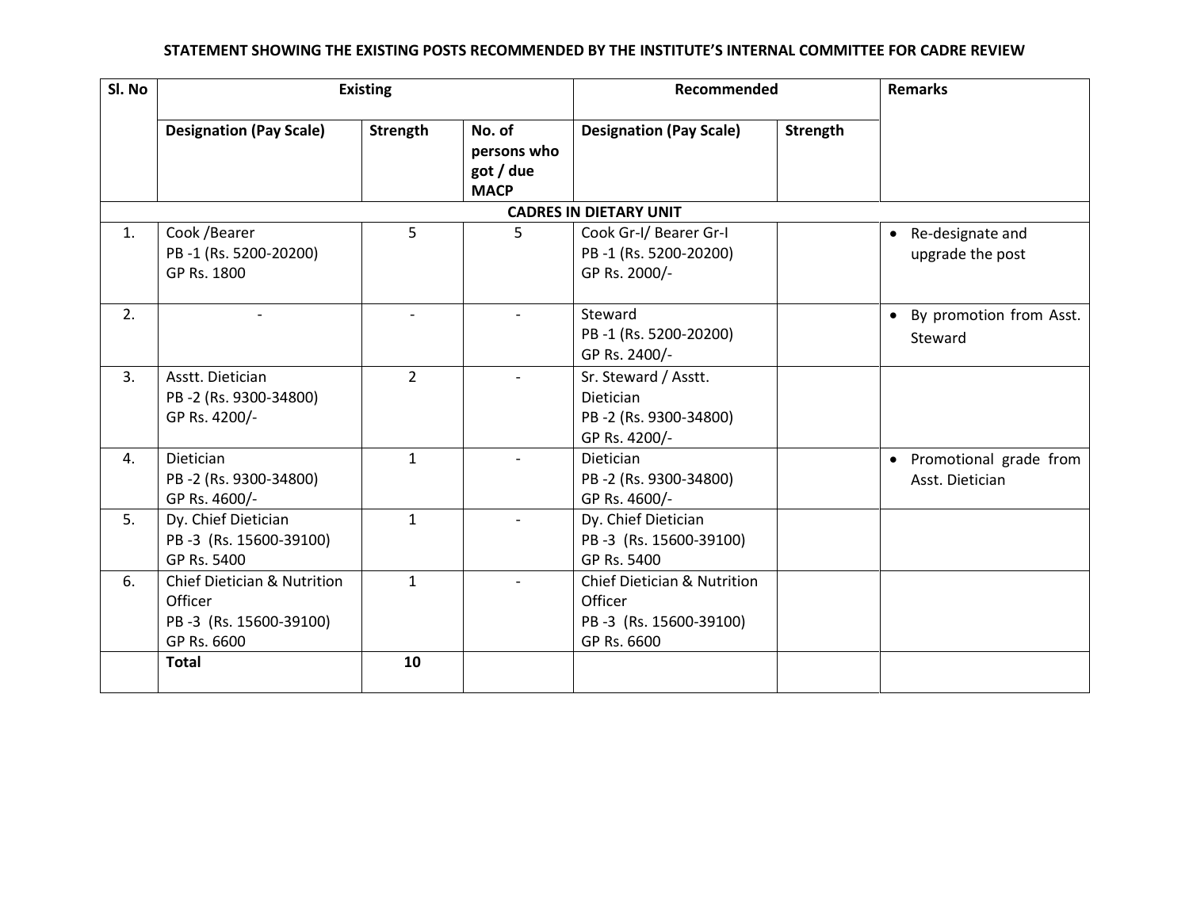**STATEMENT SHOWING THE EXISTING POSTS RECOMMENDED BY THE INSTITUTE'S INTERNAL COMMITTEE FOR CADRE REVIEW**

| Sl. No | Existing | | | Recommended | | Remarks |
|---|---|---|---|---|---|---|
| | **Designation (Pay Scale)** | **Strength** | **No. of persons who got / due MACP** | **Designation (Pay Scale)** | **Strength** | |
| | | | **CADRES IN DIETARY UNIT** | | | |
| 1. | Cook /Bearer<br>PB -1 (Rs. 5200-20200)<br>GP Rs. 1800 | 5 | 5 | Cook Gr-I/ Bearer Gr-I<br>PB -1 (Rs. 5200-20200)<br>GP Rs. 2000/- | | • Re-designate and upgrade the post |
| 2. | - | - | - | Steward<br>PB -1 (Rs. 5200-20200)<br>GP Rs. 2400/- | | • By promotion from Asst. Steward |
| 3. | Asstt. Dietician<br>PB -2 (Rs. 9300-34800)<br>GP Rs. 4200/- | 2 | - | Sr. Steward / Asstt. Dietician<br>PB -2 (Rs. 9300-34800)<br>GP Rs. 4200/- | | |
| 4. | Dietician<br>PB -2 (Rs. 9300-34800)<br>GP Rs. 4600/- | 1 | - | Dietician<br>PB -2 (Rs. 9300-34800)<br>GP Rs. 4600/- | | • Promotional grade from Asst. Dietician |
| 5. | Dy. Chief Dietician<br>PB -3 (Rs. 15600-39100)<br>GP Rs. 5400 | 1 | - | Dy. Chief Dietician<br>PB -3 (Rs. 15600-39100)<br>GP Rs. 5400 | | |
| 6. | Chief Dietician & Nutrition Officer<br>PB -3 (Rs. 15600-39100)<br>GP Rs. 6600 | 1 | - | Chief Dietician & Nutrition Officer<br>PB -3 (Rs. 15600-39100)<br>GP Rs. 6600 | | |
| | **Total** | **10** | | | | |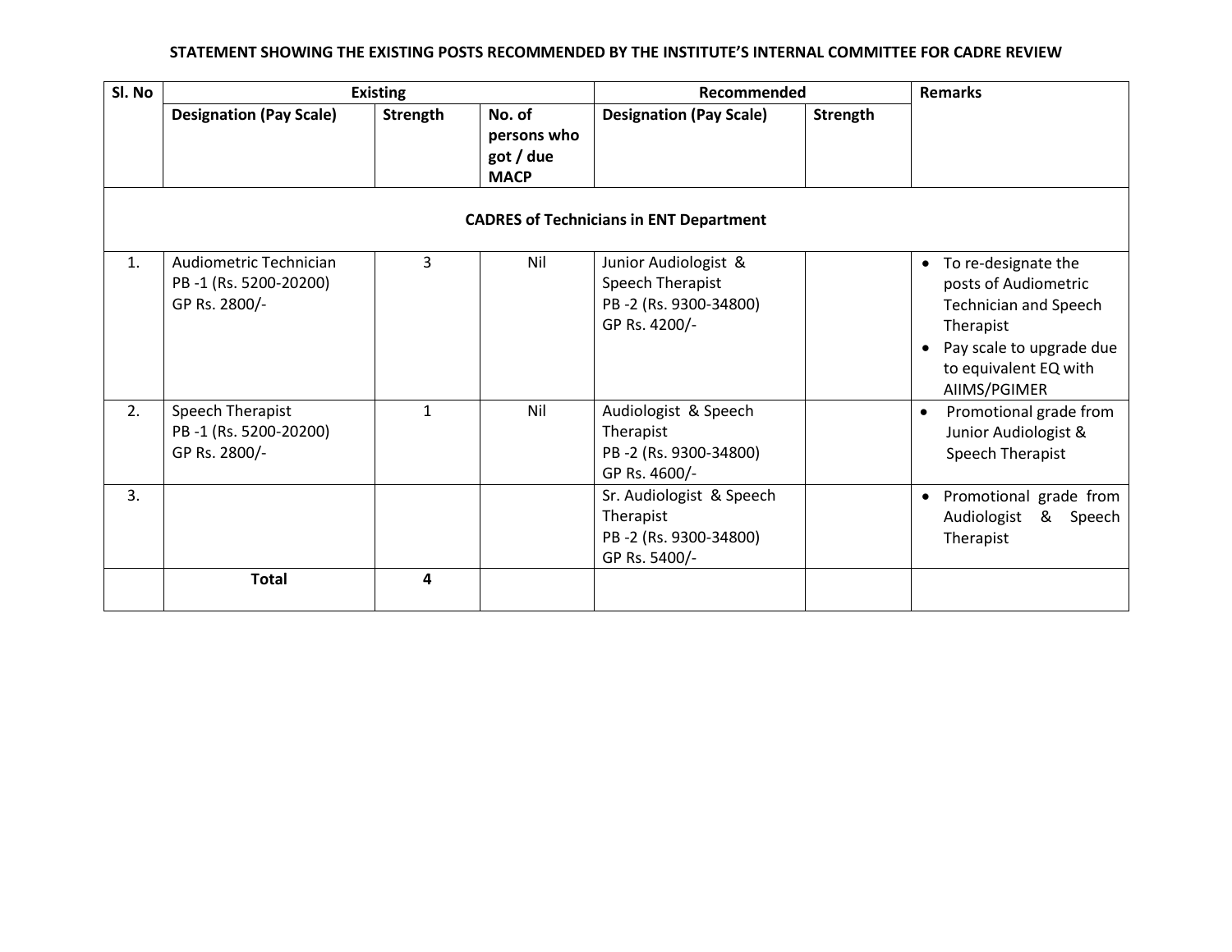**STATEMENT SHOWING THE EXISTING POSTS RECOMMENDED BY THE INSTITUTE'S INTERNAL COMMITTEE FOR CADRE REVIEW**

| Sl. No | Existing | | | Recommended | | Remarks |
|---|---|---|---|---|---|---|
| | **Designation (Pay Scale)** | **Strength** | **No. of persons who got / due MACP** | **Designation (Pay Scale)** | **Strength** | |
| | | | **CADRES of Technicians in ENT Department** | | | |
| 1. | Audiometric Technician PB -1 (Rs. 5200-20200) GP Rs. 2800/- | 3 | Nil | Junior Audiologist & Speech Therapist PB -2 (Rs. 9300-34800) GP Rs. 4200/- | | • To re-designate the posts of Audiometric Technician and Speech Therapist • Pay scale to upgrade due to equivalent EQ with AIIMS/PGIMER |
| 2. | Speech Therapist PB -1 (Rs. 5200-20200) GP Rs. 2800/- | 1 | Nil | Audiologist & Speech Therapist PB -2 (Rs. 9300-34800) GP Rs. 4600/- | | • Promotional grade from Junior Audiologist & Speech Therapist |
| 3. | | | | Sr. Audiologist & Speech Therapist PB -2 (Rs. 9300-34800) GP Rs. 5400/- | | • Promotional grade from Audiologist & Speech Therapist |
| | **Total** | **4** | | | | |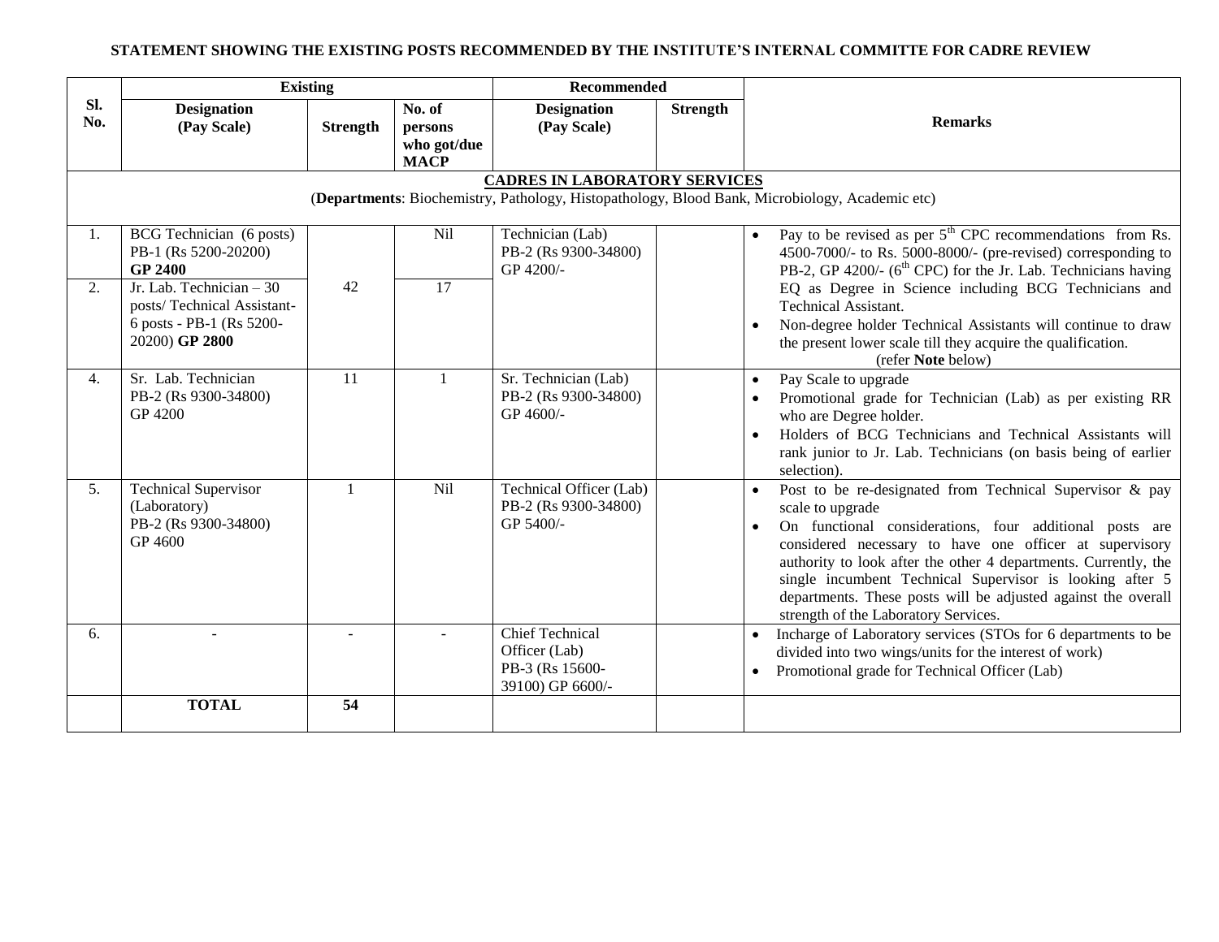**STATEMENT SHOWING THE EXISTING POSTS RECOMMENDED BY THE INSTITUTE'S INTERNAL COMMITTE FOR CADRE REVIEW**

| Sl. No. | Existing | | | Recommended | | Remarks |
|---|---|---|---|---|---|---|
| | **Designation (Pay Scale)** | **Strength** | **No. of persons who got/due MACP** | **Designation (Pay Scale)** | **Strength** | |
| | **CADRES IN LABORATORY SERVICES** (**Departments**: Biochemistry, Pathology, Histopathology, Blood Bank, Microbiology, Academic etc) | | | | | |
| 1. | BCG Technician (6 posts) PB-1 (Rs 5200-20200) **GP 2400** | 42 | Nil | Technician (Lab) PB-2 (Rs 9300-34800) GP 4200/- | | • Pay to be revised as per 5th CPC recommendations from Rs. 4500-7000/- to Rs. 5000-8000/- (pre-revised) corresponding to PB-2, GP 4200/- (6th CPC) for the Jr. Lab. Technicians having EQ as Degree in Science including BCG Technicians and Technical Assistant. • Non-degree holder Technical Assistants will continue to draw the present lower scale till they acquire the qualification. (refer **Note** below) |
| 2. | Jr. Lab. Technician – 30 posts/ Technical Assistant- 6 posts - PB-1 (Rs 5200-20200) **GP 2800** | | 17 | | | |
| 4. | Sr. Lab. Technician PB-2 (Rs 9300-34800) GP 4200 | 11 | 1 | Sr. Technician (Lab) PB-2 (Rs 9300-34800) GP 4600/- | | • Pay Scale to upgrade • Promotional grade for Technician (Lab) as per existing RR who are Degree holder. • Holders of BCG Technicians and Technical Assistants will rank junior to Jr. Lab. Technicians (on basis being of earlier selection). |
| 5. | Technical Supervisor (Laboratory) PB-2 (Rs 9300-34800) GP 4600 | 1 | Nil | Technical Officer (Lab) PB-2 (Rs 9300-34800) GP 5400/- | | • Post to be re-designated from Technical Supervisor & pay scale to upgrade • On functional considerations, four additional posts are considered necessary to have one officer at supervisory authority to look after the other 4 departments. Currently, the single incumbent Technical Supervisor is looking after 5 departments. These posts will be adjusted against the overall strength of the Laboratory Services. |
| 6. | - | - | - | Chief Technical Officer (Lab) PB-3 (Rs 15600-39100) GP 6600/- | | • Incharge of Laboratory services (STOs for 6 departments to be divided into two wings/units for the interest of work) • Promotional grade for Technical Officer (Lab) |
| | **TOTAL** | **54** | | | | |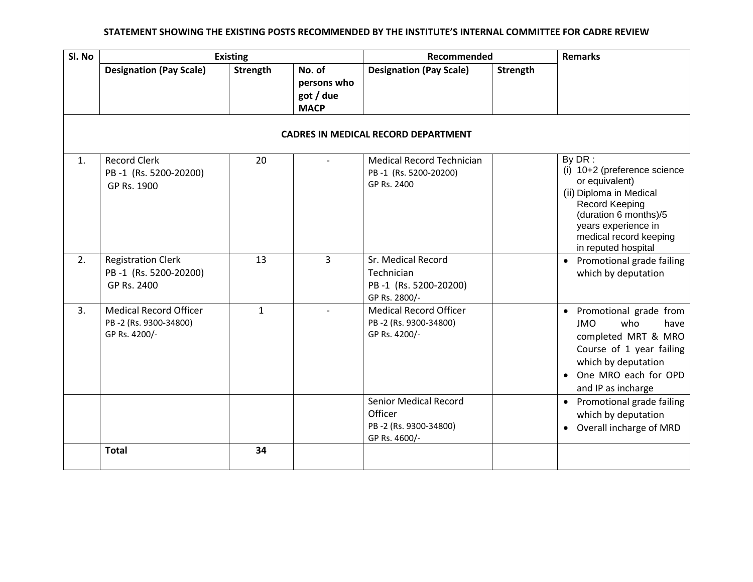**STATEMENT SHOWING THE EXISTING POSTS RECOMMENDED BY THE INSTITUTE'S INTERNAL COMMITTEE FOR CADRE REVIEW**

| Sl. No | Existing | | | Recommended | | Remarks |
|---|---|---|---|---|---|---|
| | **Designation (Pay Scale)** | **Strength** | **No. of persons who got / due MACP** | **Designation (Pay Scale)** | **Strength** | |
| **CADRES IN MEDICAL RECORD DEPARTMENT** | | | | | | |
| 1. | Record Clerk PB -1 (Rs. 5200-20200) GP Rs. 1900 | 20 | - | Medical Record Technician PB -1 (Rs. 5200-20200) GP Rs. 2400 | | By DR : (i) 10+2 (preference science or equivalent) (ii) Diploma in Medical Record Keeping (duration 6 months)/5 years experience in medical record keeping in reputed hospital |
| 2. | Registration Clerk PB -1 (Rs. 5200-20200) GP Rs. 2400 | 13 | 3 | Sr. Medical Record Technician PB -1 (Rs. 5200-20200) GP Rs. 2800/- | | • Promotional grade failing which by deputation |
| 3. | Medical Record Officer PB -2 (Rs. 9300-34800) GP Rs. 4200/- | 1 | - | Medical Record Officer PB -2 (Rs. 9300-34800) GP Rs. 4200/- | | • Promotional grade from JMO who have completed MRT & MRO Course of 1 year failing which by deputation • One MRO each for OPD and IP as incharge |
| | | | | Senior Medical Record Officer PB -2 (Rs. 9300-34800) GP Rs. 4600/- | | • Promotional grade failing which by deputation • Overall incharge of MRD |
| | **Total** | **34** | | | | |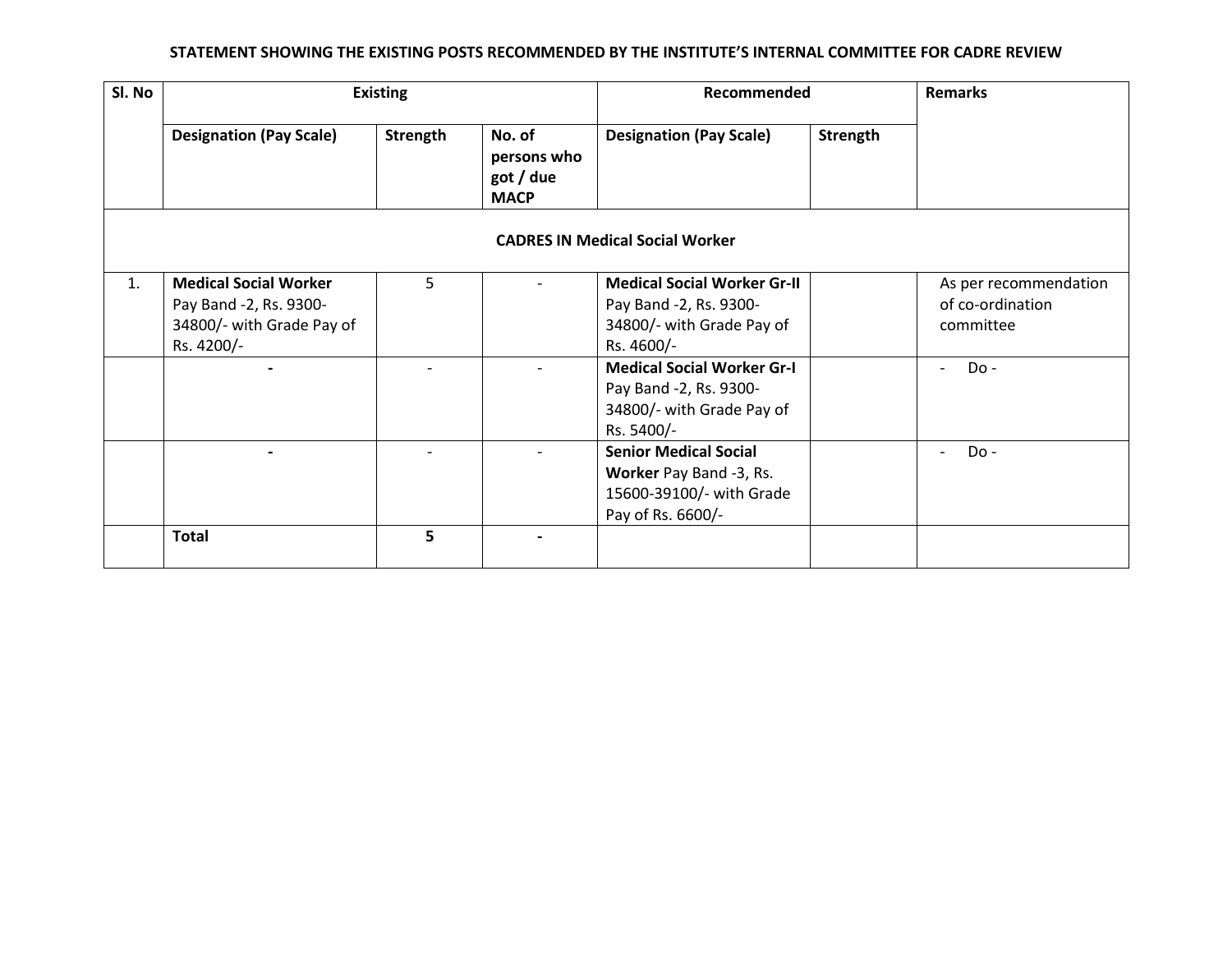**STATEMENT SHOWING THE EXISTING POSTS RECOMMENDED BY THE INSTITUTE'S INTERNAL COMMITTEE FOR CADRE REVIEW**

| Sl. No | Existing | | | Recommended | | Remarks |
|---|---|---|---|---|---|---|
| | **Designation (Pay Scale)** | **Strength** | **No. of persons who got / due MACP** | **Designation (Pay Scale)** | **Strength** | |
| **CADRES IN Medical Social Worker** | | | | | | |
| 1. | **Medical Social Worker** Pay Band -2, Rs. 9300-34800/- with Grade Pay of Rs. 4200/- | 5 | - | **Medical Social Worker Gr-II** Pay Band -2, Rs. 9300-34800/- with Grade Pay of Rs. 4600/- | | As per recommendation of co-ordination committee |
| | **-** | - | - | **Medical Social Worker Gr-I** Pay Band -2, Rs. 9300-34800/- with Grade Pay of Rs. 5400/- | | - Do - |
| | **-** | - | - | **Senior Medical Social Worker** Pay Band -3, Rs. 15600-39100/- with Grade Pay of Rs. 6600/- | | - Do - |
| | **Total** | **5** | **-** | | | |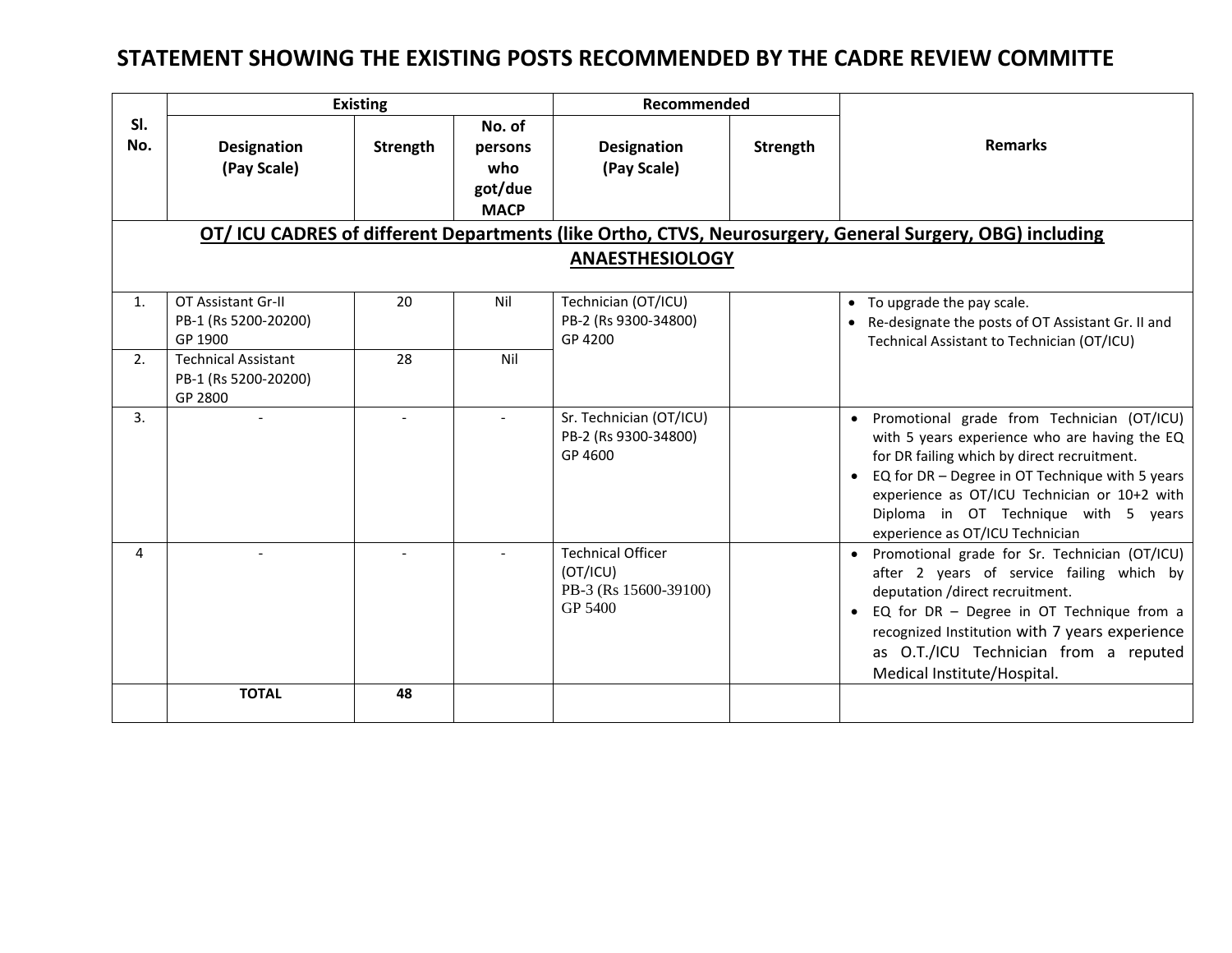# STATEMENT SHOWING THE EXISTING POSTS RECOMMENDED BY THE CADRE REVIEW COMMITTE

| Sl. No. | Existing | | | Recommended | | Remarks |
|---|---|---|---|---|---|---|
| | Designation (Pay Scale) | Strength | No. of persons who got/due MACP | Designation (Pay Scale) | Strength | |
| **OT/ ICU CADRES of different Departments (like Ortho, CTVS, Neurosurgery, General Surgery, OBG) including ANAESTHESIOLOGY** | | | | | | |
| 1. | OT Assistant Gr-II PB-1 (Rs 5200-20200) GP 1900 | 20 | Nil | Technician (OT/ICU) PB-2 (Rs 9300-34800) GP 4200 | | • To upgrade the pay scale. • Re-designate the posts of OT Assistant Gr. II and Technical Assistant to Technician (OT/ICU) |
| 2. | Technical Assistant PB-1 (Rs 5200-20200) GP 2800 | 28 | Nil | | | |
| 3. | - | - | - | Sr. Technician (OT/ICU) PB-2 (Rs 9300-34800) GP 4600 | | • Promotional grade from Technician (OT/ICU) with 5 years experience who are having the EQ for DR failing which by direct recruitment. • EQ for DR – Degree in OT Technique with 5 years experience as OT/ICU Technician or 10+2 with Diploma in OT Technique with 5 years experience as OT/ICU Technician |
| 4 | - | - | - | Technical Officer (OT/ICU) PB-3 (Rs 15600-39100) GP 5400 | | • Promotional grade for Sr. Technician (OT/ICU) after 2 years of service failing which by deputation /direct recruitment. • EQ for DR – Degree in OT Technique from a recognized Institution with 7 years experience as O.T./ICU Technician from a reputed Medical Institute/Hospital. |
| | **TOTAL** | **48** | | | | |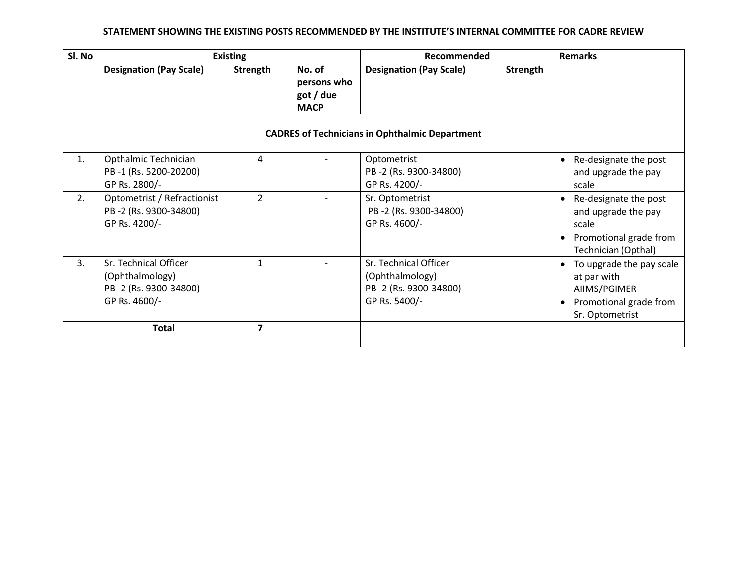**STATEMENT SHOWING THE EXISTING POSTS RECOMMENDED BY THE INSTITUTE'S INTERNAL COMMITTEE FOR CADRE REVIEW**

| Sl. No | Existing | | | Recommended | | Remarks |
|---|---|---|---|---|---|---|
| | **Designation (Pay Scale)** | **Strength** | **No. of persons who got / due MACP** | **Designation (Pay Scale)** | **Strength** | |
| | **CADRES of Technicians in Ophthalmic Department** | | | | | |
| 1. | Opthalmic Technician PB -1 (Rs. 5200-20200) GP Rs. 2800/- | 4 | - | Optometrist PB -2 (Rs. 9300-34800) GP Rs. 4200/- | | • Re-designate the post and upgrade the pay scale |
| 2. | Optometrist / Refractionist PB -2 (Rs. 9300-34800) GP Rs. 4200/- | 2 | - | Sr. Optometrist PB -2 (Rs. 9300-34800) GP Rs. 4600/- | | • Re-designate the post and upgrade the pay scale • Promotional grade from Technician (Opthal) |
| 3. | Sr. Technical Officer (Ophthalmology) PB -2 (Rs. 9300-34800) GP Rs. 4600/- | 1 | - | Sr. Technical Officer (Ophthalmology) PB -2 (Rs. 9300-34800) GP Rs. 5400/- | | • To upgrade the pay scale at par with AIIMS/PGIMER • Promotional grade from Sr. Optometrist |
| | **Total** | **7** | | | | |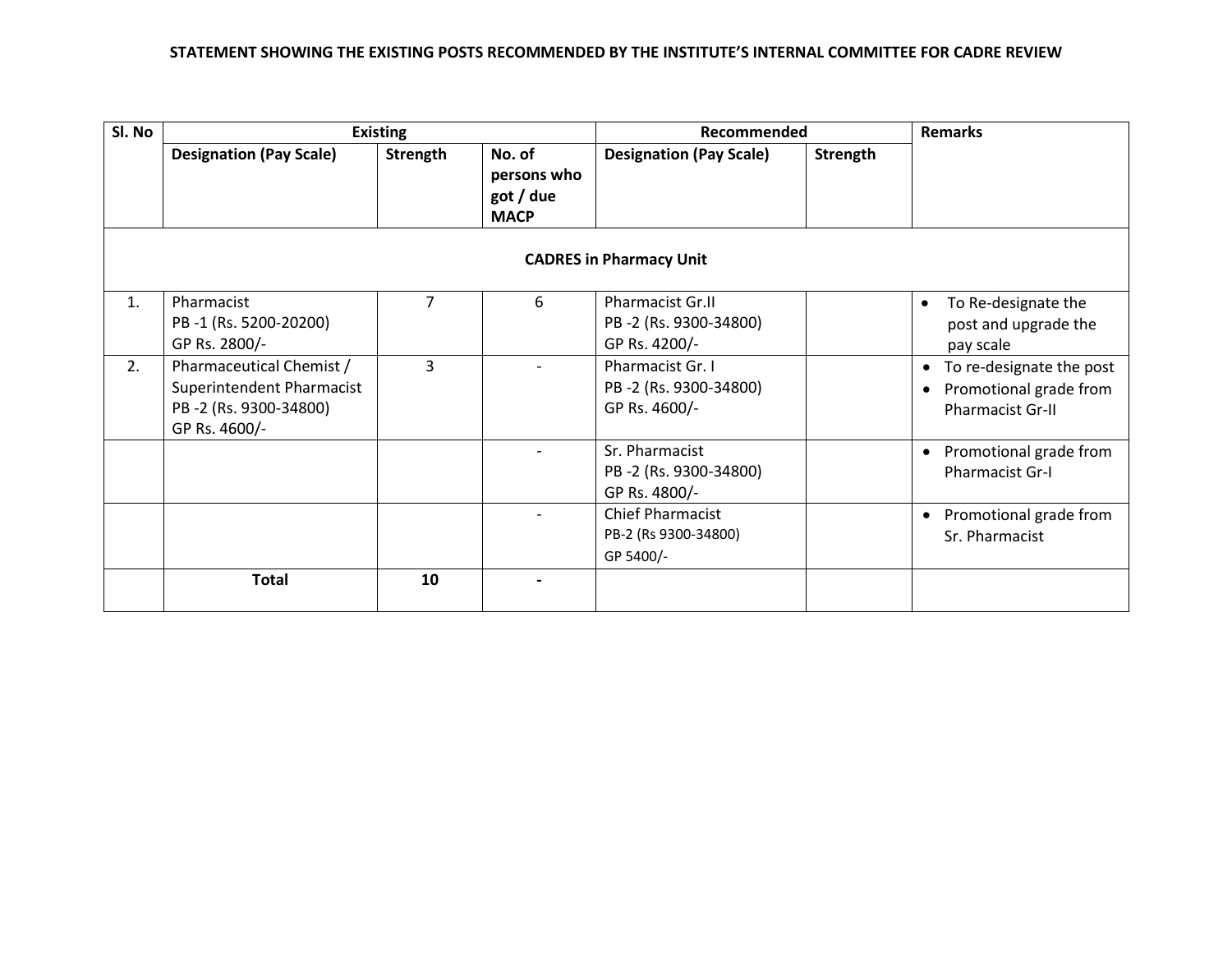**STATEMENT SHOWING THE EXISTING POSTS RECOMMENDED BY THE INSTITUTE'S INTERNAL COMMITTEE FOR CADRE REVIEW**

| Sl. No | Existing | | | Recommended | | Remarks |
|---|---|---|---|---|---|---|
| | **Designation (Pay Scale)** | **Strength** | **No. of persons who got / due MACP** | **Designation (Pay Scale)** | **Strength** | |
| | | | **CADRES in Pharmacy Unit** | | | |
| 1. | Pharmacist<br>PB -1 (Rs. 5200-20200)<br>GP Rs. 2800/- | 7 | 6 | Pharmacist Gr.II<br>PB -2 (Rs. 9300-34800)<br>GP Rs. 4200/- | | • To Re-designate the post and upgrade the pay scale |
| 2. | Pharmaceutical Chemist / Superintendent Pharmacist<br>PB -2 (Rs. 9300-34800)<br>GP Rs. 4600/- | 3 | - | Pharmacist Gr. I<br>PB -2 (Rs. 9300-34800)<br>GP Rs. 4600/- | | • To re-designate the post<br>• Promotional grade from Pharmacist Gr-II |
| | | | - | Sr. Pharmacist<br>PB -2 (Rs. 9300-34800)<br>GP Rs. 4800/- | | • Promotional grade from Pharmacist Gr-I |
| | | | - | Chief Pharmacist<br>PB-2 (Rs 9300-34800)<br>GP 5400/- | | • Promotional grade from Sr. Pharmacist |
| | **Total** | **10** | **-** | | | |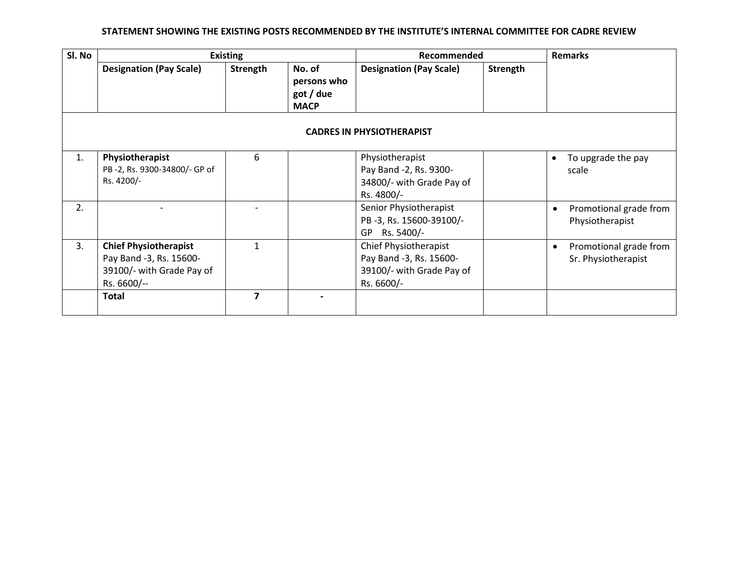**STATEMENT SHOWING THE EXISTING POSTS RECOMMENDED BY THE INSTITUTE'S INTERNAL COMMITTEE FOR CADRE REVIEW**

| Sl. No | Existing | | | Recommended | | Remarks |
|---|---|---|---|---|---|---|
| | **Designation (Pay Scale)** | **Strength** | **No. of persons who got / due MACP** | **Designation (Pay Scale)** | **Strength** | |
| **CADRES IN PHYSIOTHERAPIST** | | | | | | |
| 1. | **Physiotherapist** PB -2, Rs. 9300-34800/- GP of Rs. 4200/- | 6 | | Physiotherapist Pay Band -2, Rs. 9300-34800/- with Grade Pay of Rs. 4800/- | | • To upgrade the pay scale |
| 2. | - | - | | Senior Physiotherapist PB -3, Rs. 15600-39100/- GP Rs. 5400/- | | • Promotional grade from Physiotherapist |
| 3. | **Chief Physiotherapist** Pay Band -3, Rs. 15600-39100/- with Grade Pay of Rs. 6600/-- | 1 | | Chief Physiotherapist Pay Band -3, Rs. 15600-39100/- with Grade Pay of Rs. 6600/- | | • Promotional grade from Sr. Physiotherapist |
| | **Total** | **7** | **-** | | | |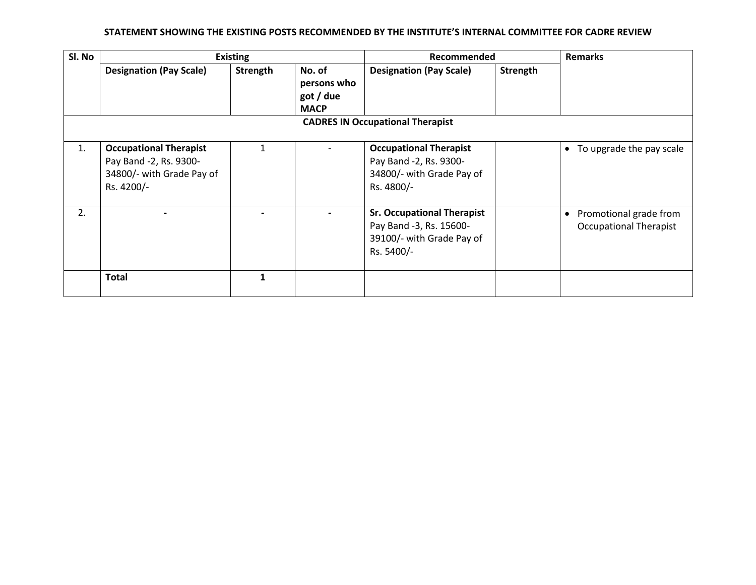**STATEMENT SHOWING THE EXISTING POSTS RECOMMENDED BY THE INSTITUTE'S INTERNAL COMMITTEE FOR CADRE REVIEW**

| Sl. No | Existing | | | Recommended | | Remarks |
|---|---|---|---|---|---|---|
| | **Designation (Pay Scale)** | **Strength** | **No. of persons who got / due MACP** | **Designation (Pay Scale)** | **Strength** | |
| | | | **CADRES IN Occupational Therapist** | | | |
| 1. | **Occupational Therapist** Pay Band -2, Rs. 9300-34800/- with Grade Pay of Rs. 4200/- | 1 | - | **Occupational Therapist** Pay Band -2, Rs. 9300-34800/- with Grade Pay of Rs. 4800/- | | • To upgrade the pay scale |
| 2. | - | - | - | **Sr. Occupational Therapist** Pay Band -3, Rs. 15600-39100/- with Grade Pay of Rs. 5400/- | | • Promotional grade from Occupational Therapist |
| | **Total** | **1** | | | | |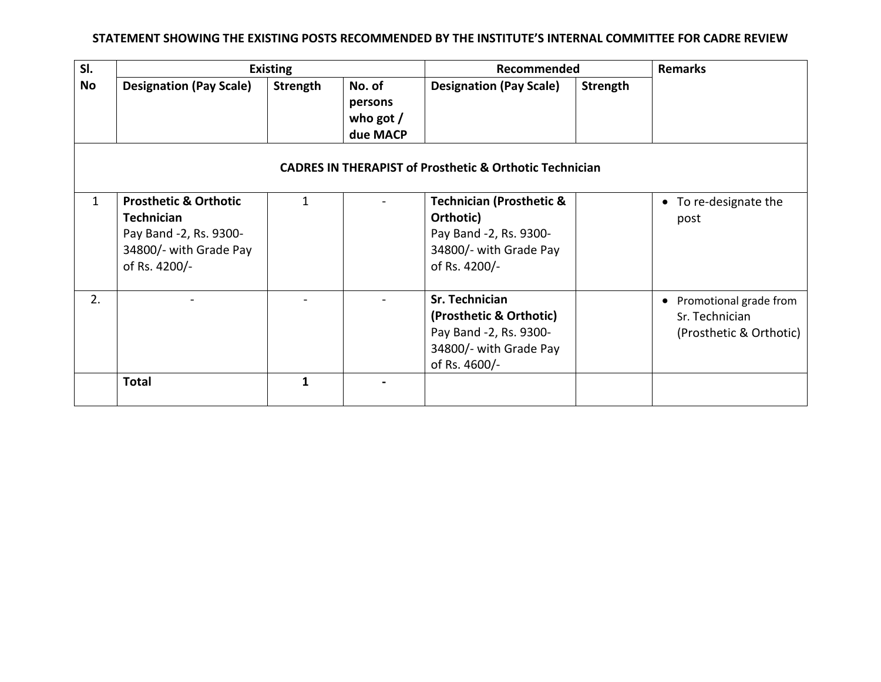**STATEMENT SHOWING THE EXISTING POSTS RECOMMENDED BY THE INSTITUTE'S INTERNAL COMMITTEE FOR CADRE REVIEW**

| Sl. No | Existing | | | Recommended | | Remarks |
|---|---|---|---|---|---|---|
| | **Designation (Pay Scale)** | **Strength** | **No. of persons who got / due MACP** | **Designation (Pay Scale)** | **Strength** | |
| **CADRES IN THERAPIST of Prosthetic & Orthotic Technician** | | | | | | |
| 1 | **Prosthetic & Orthotic Technician** Pay Band -2, Rs. 9300-34800/- with Grade Pay of Rs. 4200/- | 1 | - | **Technician (Prosthetic & Orthotic)** Pay Band -2, Rs. 9300-34800/- with Grade Pay of Rs. 4200/- | | • To re-designate the post |
| 2. | - | - | - | **Sr. Technician (Prosthetic & Orthotic)** Pay Band -2, Rs. 9300-34800/- with Grade Pay of Rs. 4600/- | | • Promotional grade from Sr. Technician (Prosthetic & Orthotic) |
| | **Total** | **1** | **-** | | | |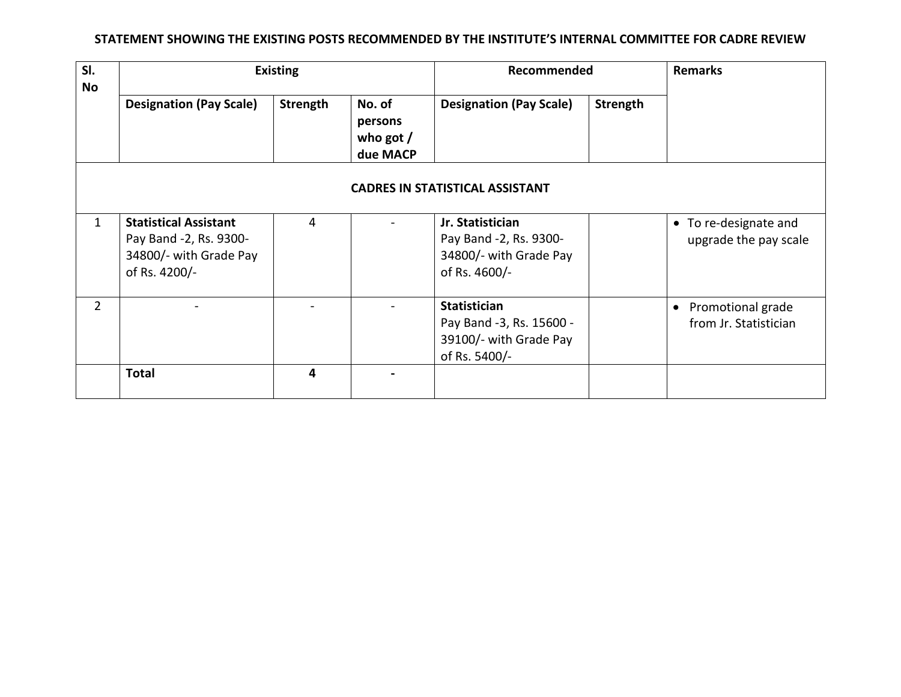**STATEMENT SHOWING THE EXISTING POSTS RECOMMENDED BY THE INSTITUTE'S INTERNAL COMMITTEE FOR CADRE REVIEW**

| Sl. No | Existing | | | Recommended | | Remarks |
|---|---|---|---|---|---|---|
| | **Designation (Pay Scale)** | **Strength** | **No. of persons who got / due MACP** | **Designation (Pay Scale)** | **Strength** | |
| **CADRES IN STATISTICAL ASSISTANT** | | | | | | |
| 1 | **Statistical Assistant** Pay Band -2, Rs. 9300-34800/- with Grade Pay of Rs. 4200/- | 4 | - | **Jr. Statistician** Pay Band -2, Rs. 9300-34800/- with Grade Pay of Rs. 4600/- | | • To re-designate and upgrade the pay scale |
| 2 | - | - | - | **Statistician** Pay Band -3, Rs. 15600 - 39100/- with Grade Pay of Rs. 5400/- | | • Promotional grade from Jr. Statistician |
| | **Total** | **4** | **-** | | | |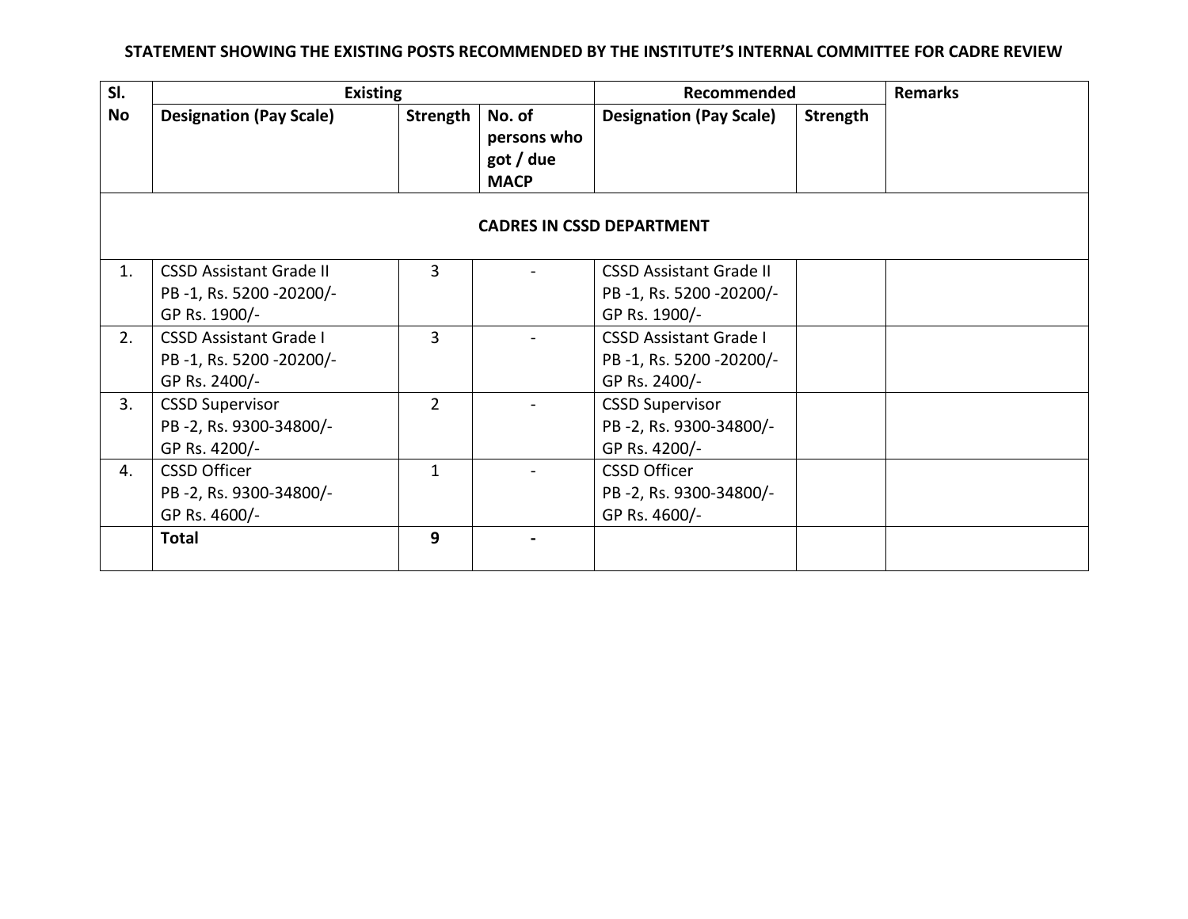**STATEMENT SHOWING THE EXISTING POSTS RECOMMENDED BY THE INSTITUTE'S INTERNAL COMMITTEE FOR CADRE REVIEW**

| Sl. No | Existing | | | Recommended | | Remarks |
|---|---|---|---|---|---|---|
| | Designation (Pay Scale) | Strength | No. of persons who got / due MACP | Designation (Pay Scale) | Strength | |
| **CADRES IN CSSD DEPARTMENT** | | | | | | |
| 1. | CSSD Assistant Grade II PB -1, Rs. 5200 -20200/- GP Rs. 1900/- | 3 | - | CSSD Assistant Grade II PB -1, Rs. 5200 -20200/- GP Rs. 1900/- | | |
| 2. | CSSD Assistant Grade I PB -1, Rs. 5200 -20200/- GP Rs. 2400/- | 3 | - | CSSD Assistant Grade I PB -1, Rs. 5200 -20200/- GP Rs. 2400/- | | |
| 3. | CSSD Supervisor PB -2, Rs. 9300-34800/- GP Rs. 4200/- | 2 | - | CSSD Supervisor PB -2, Rs. 9300-34800/- GP Rs. 4200/- | | |
| 4. | CSSD Officer PB -2, Rs. 9300-34800/- GP Rs. 4600/- | 1 | - | CSSD Officer PB -2, Rs. 9300-34800/- GP Rs. 4600/- | | |
| | **Total** | **9** | **-** | | | |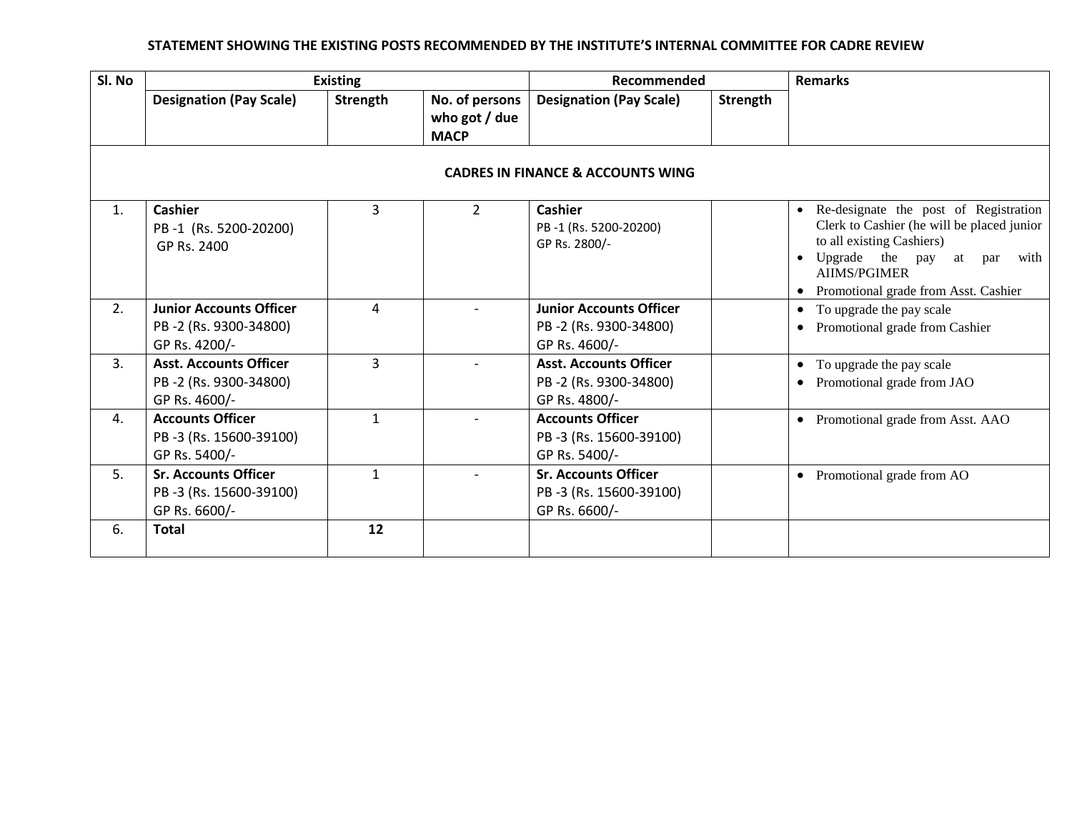**STATEMENT SHOWING THE EXISTING POSTS RECOMMENDED BY THE INSTITUTE'S INTERNAL COMMITTEE FOR CADRE REVIEW**

| Sl. No | Existing | | | Recommended | | Remarks |
|---|---|---|---|---|---|---|
| | **Designation (Pay Scale)** | **Strength** | **No. of persons who got / due MACP** | **Designation (Pay Scale)** | **Strength** | |
| **CADRES IN FINANCE & ACCOUNTS WING** | | | | | | |
| 1. | **Cashier**<br>PB -1 (Rs. 5200-20200)<br>GP Rs. 2400 | 3 | 2 | **Cashier**<br>PB -1 (Rs. 5200-20200)<br>GP Rs. 2800/- | | • Re-designate the post of Registration Clerk to Cashier (he will be placed junior to all existing Cashiers)<br>• Upgrade the pay at par with AIIMS/PGIMER<br>• Promotional grade from Asst. Cashier |
| 2. | **Junior Accounts Officer**<br>PB -2 (Rs. 9300-34800)<br>GP Rs. 4200/- | 4 | - | **Junior Accounts Officer**<br>PB -2 (Rs. 9300-34800)<br>GP Rs. 4600/- | | • To upgrade the pay scale<br>• Promotional grade from Cashier |
| 3. | **Asst. Accounts Officer**<br>PB -2 (Rs. 9300-34800)<br>GP Rs. 4600/- | 3 | - | **Asst. Accounts Officer**<br>PB -2 (Rs. 9300-34800)<br>GP Rs. 4800/- | | • To upgrade the pay scale<br>• Promotional grade from JAO |
| 4. | **Accounts Officer**<br>PB -3 (Rs. 15600-39100)<br>GP Rs. 5400/- | 1 | - | **Accounts Officer**<br>PB -3 (Rs. 15600-39100)<br>GP Rs. 5400/- | | • Promotional grade from Asst. AAO |
| 5. | **Sr. Accounts Officer**<br>PB -3 (Rs. 15600-39100)<br>GP Rs. 6600/- | 1 | - | **Sr. Accounts Officer**<br>PB -3 (Rs. 15600-39100)<br>GP Rs. 6600/- | | • Promotional grade from AO |
| 6. | **Total** | **12** | | | | |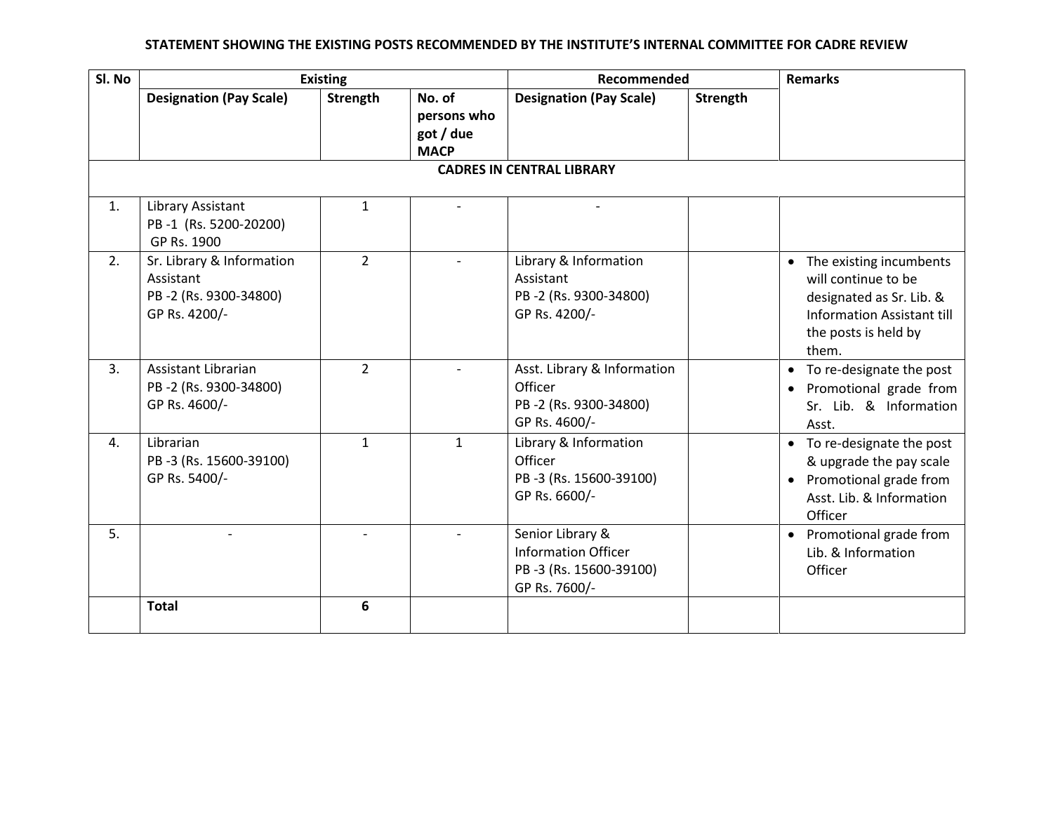**STATEMENT SHOWING THE EXISTING POSTS RECOMMENDED BY THE INSTITUTE'S INTERNAL COMMITTEE FOR CADRE REVIEW**

| Sl. No | Existing | | | Recommended | | Remarks |
|---|---|---|---|---|---|---|
| | **Designation (Pay Scale)** | **Strength** | **No. of persons who got / due MACP** | **Designation (Pay Scale)** | **Strength** | |
| **CADRES IN CENTRAL LIBRARY** | | | | | | |
| 1. | Library Assistant<br>PB -1 (Rs. 5200-20200)<br>GP Rs. 1900 | 1 | - | - | | |
| 2. | Sr. Library & Information Assistant<br>PB -2 (Rs. 9300-34800)<br>GP Rs. 4200/- | 2 | - | Library & Information Assistant<br>PB -2 (Rs. 9300-34800)<br>GP Rs. 4200/- | | • The existing incumbents will continue to be designated as Sr. Lib. & Information Assistant till the posts is held by them. |
| 3. | Assistant Librarian<br>PB -2 (Rs. 9300-34800)<br>GP Rs. 4600/- | 2 | - | Asst. Library & Information Officer<br>PB -2 (Rs. 9300-34800)<br>GP Rs. 4600/- | | • To re-designate the post<br>• Promotional grade from Sr. Lib. & Information Asst. |
| 4. | Librarian<br>PB -3 (Rs. 15600-39100)<br>GP Rs. 5400/- | 1 | 1 | Library & Information Officer<br>PB -3 (Rs. 15600-39100)<br>GP Rs. 6600/- | | • To re-designate the post & upgrade the pay scale<br>• Promotional grade from Asst. Lib. & Information Officer |
| 5. | - | - | - | Senior Library & Information Officer<br>PB -3 (Rs. 15600-39100)<br>GP Rs. 7600/- | | • Promotional grade from Lib. & Information Officer |
| | **Total** | **6** | | | | |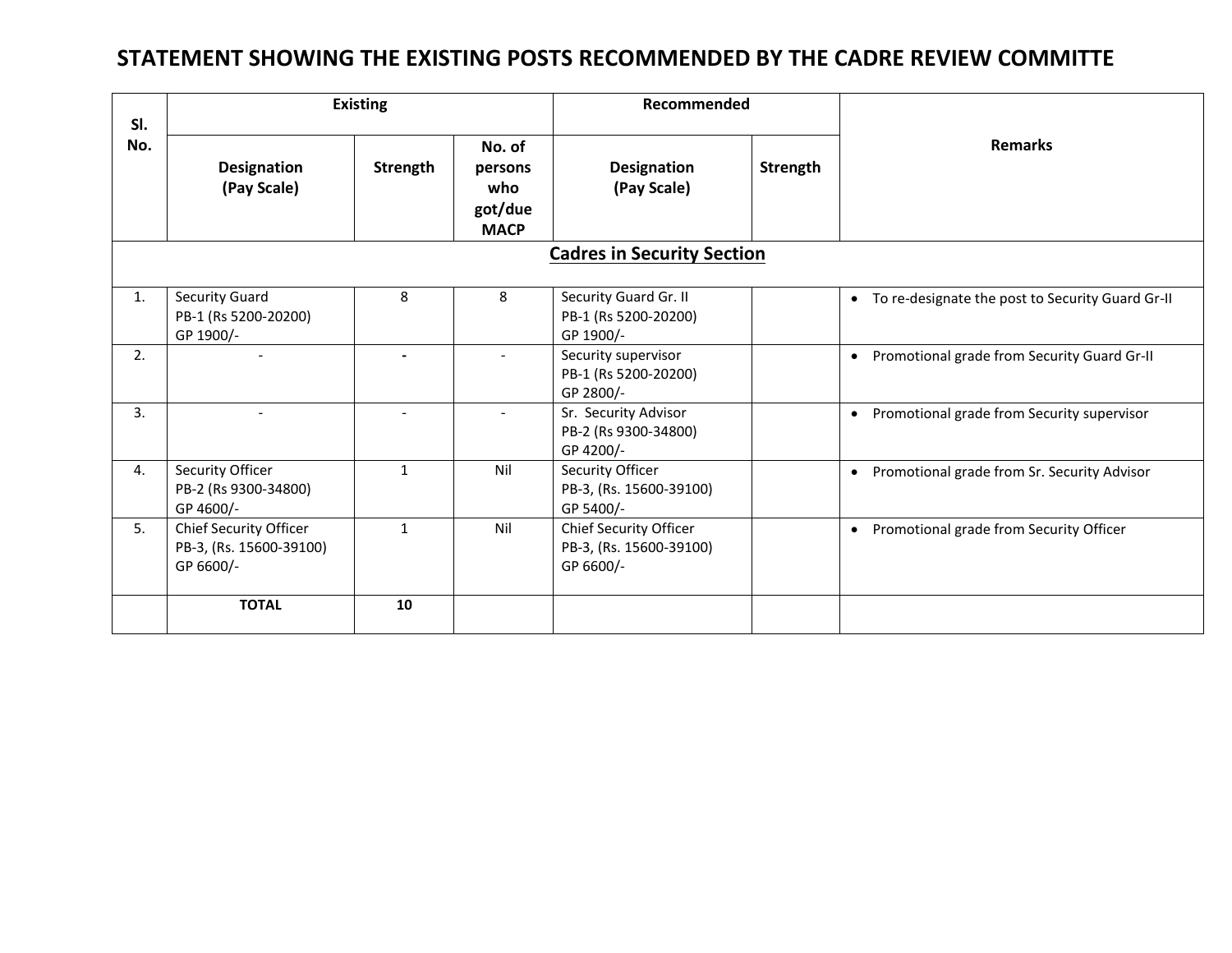# STATEMENT SHOWING THE EXISTING POSTS RECOMMENDED BY THE CADRE REVIEW COMMITTE

| Sl. No. | Existing | | | Recommended | | Remarks |
|---|---|---|---|---|---|---|
| | **Designation (Pay Scale)** | **Strength** | **No. of persons who got/due MACP** | **Designation (Pay Scale)** | **Strength** | |
| | | | **Cadres in Security Section** | | | |
| 1. | Security Guard PB-1 (Rs 5200-20200) GP 1900/- | 8 | 8 | Security Guard Gr. II PB-1 (Rs 5200-20200) GP 1900/- | | • To re-designate the post to Security Guard Gr-II |
| 2. | - | - | - | Security supervisor PB-1 (Rs 5200-20200) GP 2800/- | | • Promotional grade from Security Guard Gr-II |
| 3. | - | - | - | Sr. Security Advisor PB-2 (Rs 9300-34800) GP 4200/- | | • Promotional grade from Security supervisor |
| 4. | Security Officer PB-2 (Rs 9300-34800) GP 4600/- | 1 | Nil | Security Officer PB-3, (Rs. 15600-39100) GP 5400/- | | • Promotional grade from Sr. Security Advisor |
| 5. | Chief Security Officer PB-3, (Rs. 15600-39100) GP 6600/- | 1 | Nil | Chief Security Officer PB-3, (Rs. 15600-39100) GP 6600/- | | • Promotional grade from Security Officer |
| | **TOTAL** | **10** | | | | |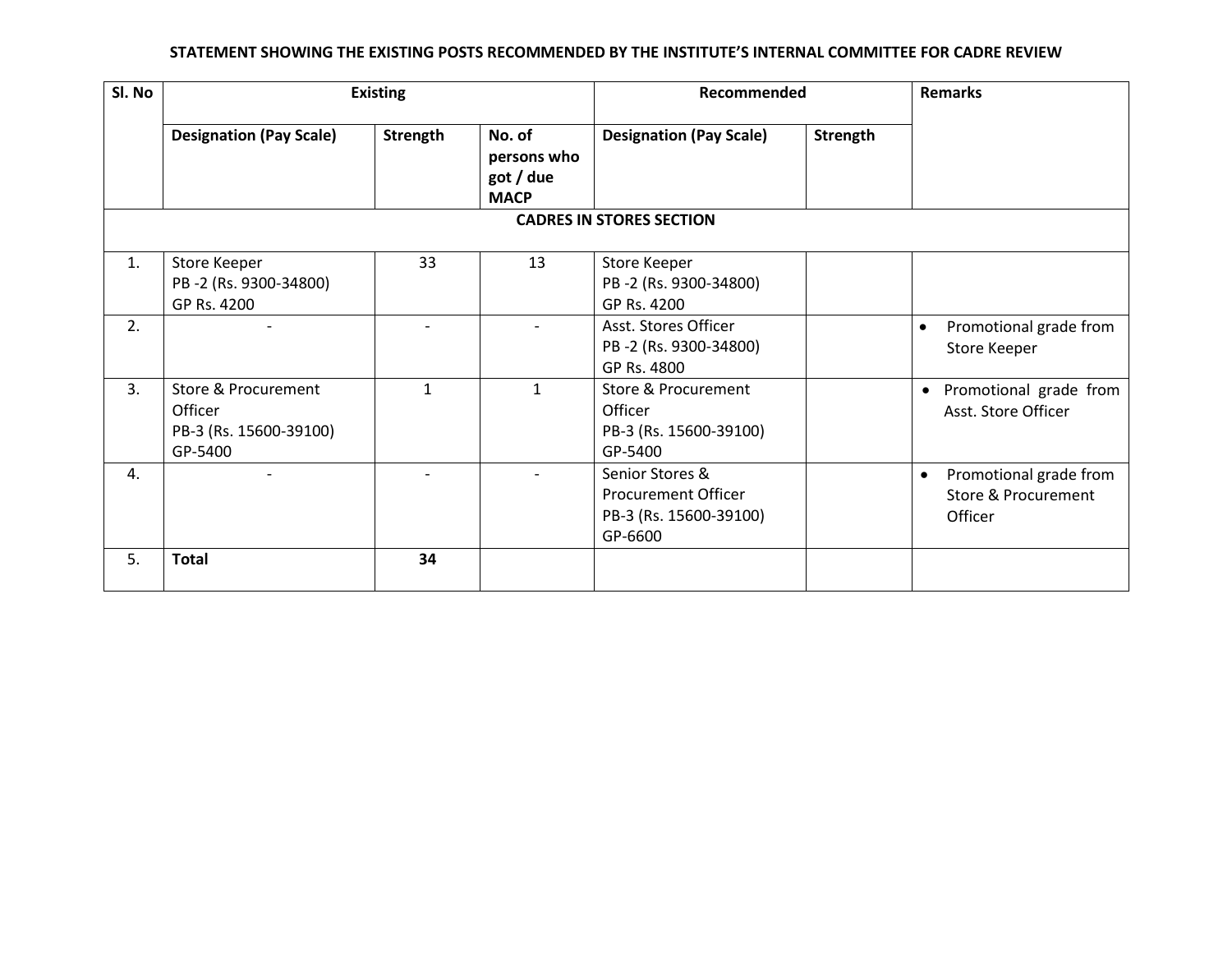**STATEMENT SHOWING THE EXISTING POSTS RECOMMENDED BY THE INSTITUTE'S INTERNAL COMMITTEE FOR CADRE REVIEW**

| Sl. No | Existing | | | Recommended | | Remarks |
|---|---|---|---|---|---|---|
| | **Designation (Pay Scale)** | **Strength** | **No. of persons who got / due MACP** | **Designation (Pay Scale)** | **Strength** | |
| | | | **CADRES IN STORES SECTION** | | | |
| 1. | Store Keeper PB -2 (Rs. 9300-34800) GP Rs. 4200 | 33 | 13 | Store Keeper PB -2 (Rs. 9300-34800) GP Rs. 4200 | | |
| 2. | - | - | - | Asst. Stores Officer PB -2 (Rs. 9300-34800) GP Rs. 4800 | | • Promotional grade from Store Keeper |
| 3. | Store & Procurement Officer PB-3 (Rs. 15600-39100) GP-5400 | 1 | 1 | Store & Procurement Officer PB-3 (Rs. 15600-39100) GP-5400 | | • Promotional grade from Asst. Store Officer |
| 4. | - | - | - | Senior Stores & Procurement Officer PB-3 (Rs. 15600-39100) GP-6600 | | • Promotional grade from Store & Procurement Officer |
| 5. | **Total** | **34** | | | | |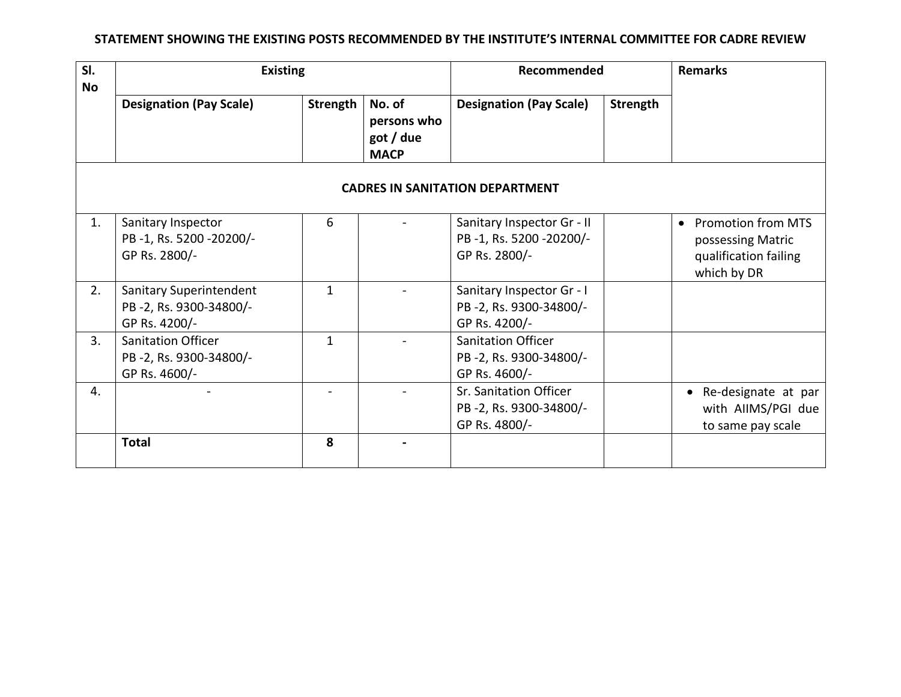**STATEMENT SHOWING THE EXISTING POSTS RECOMMENDED BY THE INSTITUTE'S INTERNAL COMMITTEE FOR CADRE REVIEW**

| Sl. No | Existing | | | Recommended | | Remarks |
|---|---|---|---|---|---|---|
| | **Designation (Pay Scale)** | **Strength** | **No. of persons who got / due MACP** | **Designation (Pay Scale)** | **Strength** | |
| **CADRES IN SANITATION DEPARTMENT** | | | | | | |
| 1. | Sanitary Inspector PB -1, Rs. 5200 -20200/- GP Rs. 2800/- | 6 | - | Sanitary Inspector Gr - II PB -1, Rs. 5200 -20200/- GP Rs. 2800/- | | • Promotion from MTS possessing Matric qualification failing which by DR |
| 2. | Sanitary Superintendent PB -2, Rs. 9300-34800/- GP Rs. 4200/- | 1 | - | Sanitary Inspector Gr - I PB -2, Rs. 9300-34800/- GP Rs. 4200/- | | |
| 3. | Sanitation Officer PB -2, Rs. 9300-34800/- GP Rs. 4600/- | 1 | - | Sanitation Officer PB -2, Rs. 9300-34800/- GP Rs. 4600/- | | |
| 4. | - | - | - | Sr. Sanitation Officer PB -2, Rs. 9300-34800/- GP Rs. 4800/- | | • Re-designate at par with AIIMS/PGI due to same pay scale |
| | **Total** | **8** | **-** | | | |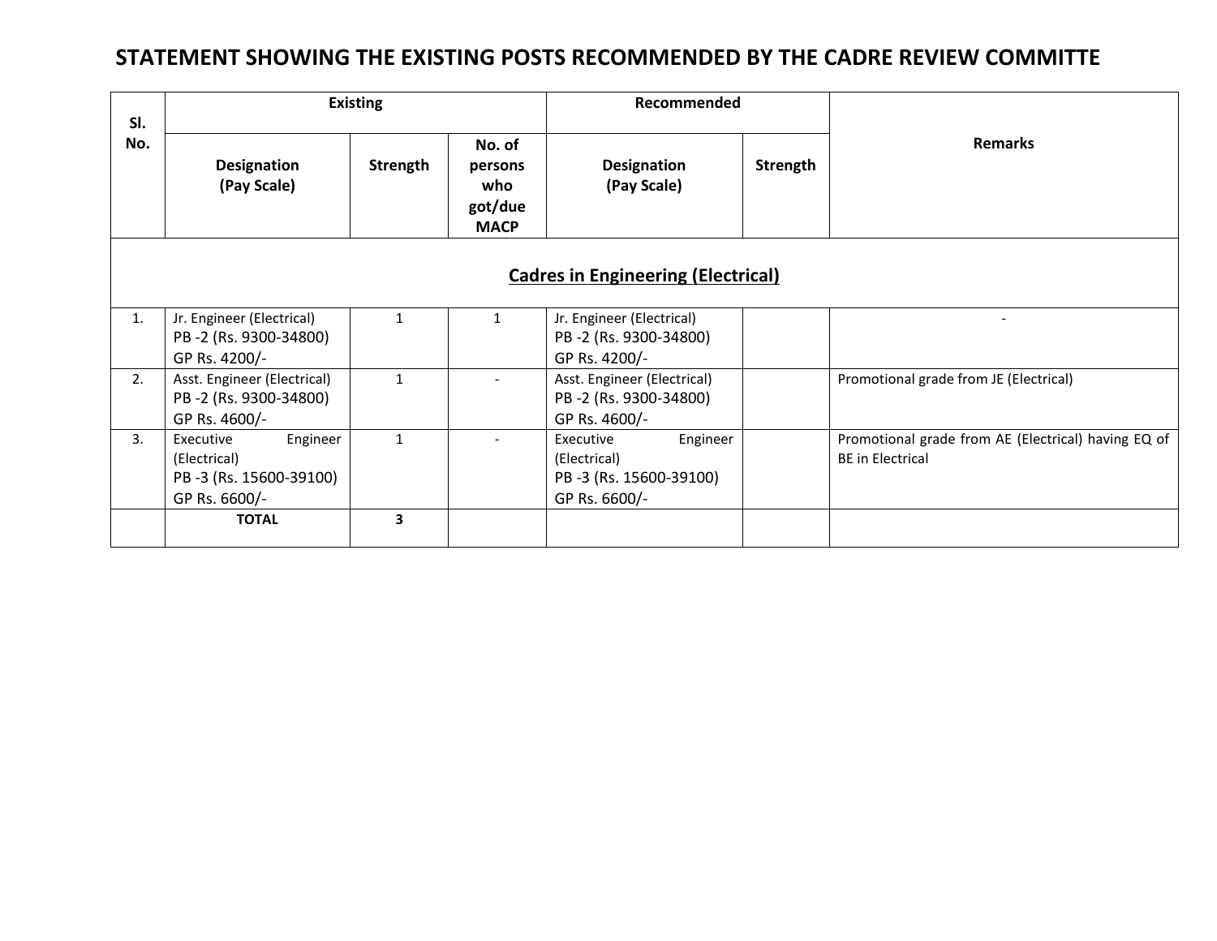# STATEMENT SHOWING THE EXISTING POSTS RECOMMENDED BY THE CADRE REVIEW COMMITTE

| Sl. No. | Existing | | | Recommended | | Remarks |
|---|---|---|---|---|---|---|
| | Designation (Pay Scale) | Strength | No. of persons who got/due MACP | Designation (Pay Scale) | Strength | |
| | **Cadres in Engineering (Electrical)** | | | | | |
| 1. | Jr. Engineer (Electrical) PB -2 (Rs. 9300-34800) GP Rs. 4200/- | 1 | 1 | Jr. Engineer (Electrical) PB -2 (Rs. 9300-34800) GP Rs. 4200/- | | - |
| 2. | Asst. Engineer (Electrical) PB -2 (Rs. 9300-34800) GP Rs. 4600/- | 1 | - | Asst. Engineer (Electrical) PB -2 (Rs. 9300-34800) GP Rs. 4600/- | | Promotional grade from JE (Electrical) |
| 3. | Executive Engineer (Electrical) PB -3 (Rs. 15600-39100) GP Rs. 6600/- | 1 | - | Executive Engineer (Electrical) PB -3 (Rs. 15600-39100) GP Rs. 6600/- | | Promotional grade from AE (Electrical) having EQ of BE in Electrical |
| | **TOTAL** | **3** | | | | |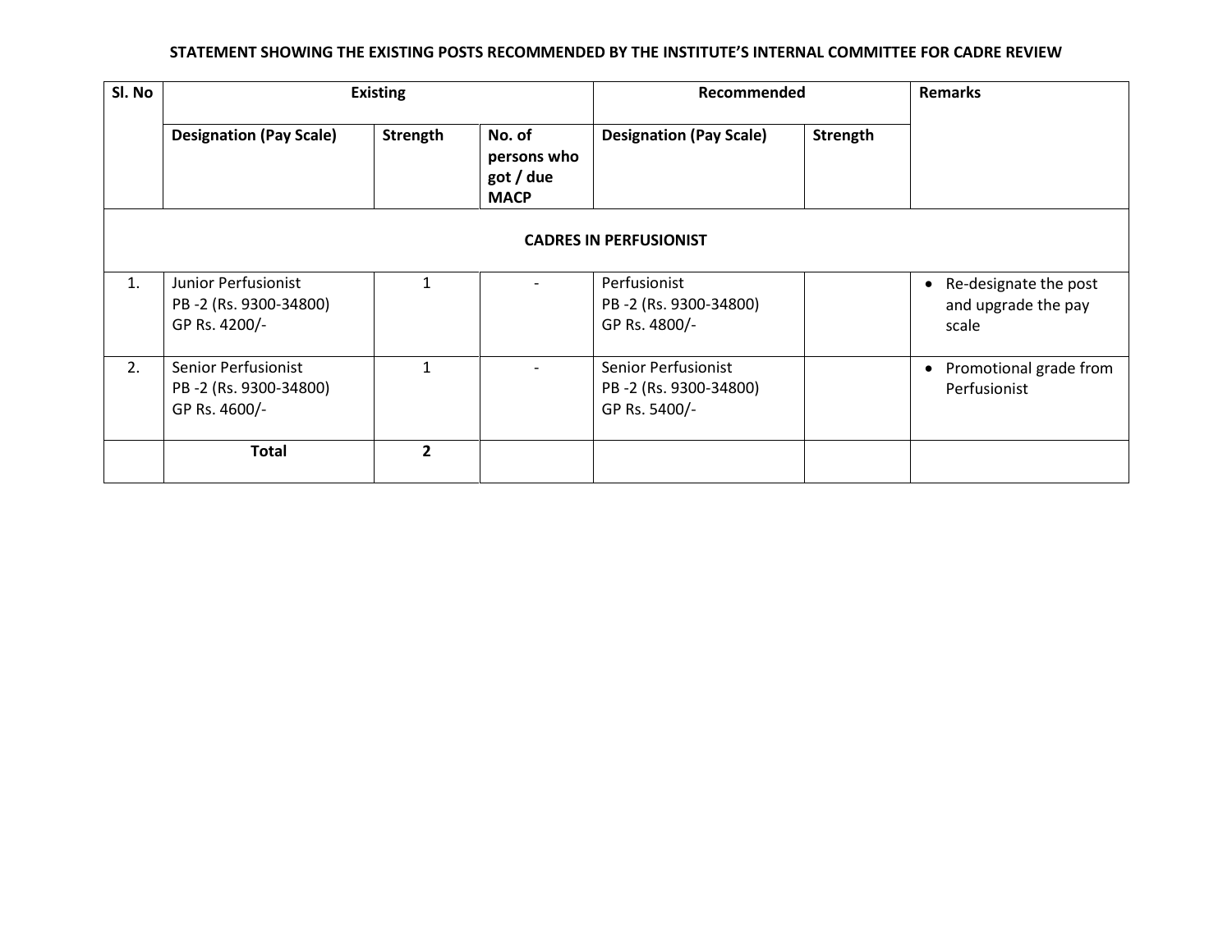**STATEMENT SHOWING THE EXISTING POSTS RECOMMENDED BY THE INSTITUTE'S INTERNAL COMMITTEE FOR CADRE REVIEW**

| Sl. No | Existing | | | Recommended | | Remarks |
|---|---|---|---|---|---|---|
| | **Designation (Pay Scale)** | **Strength** | **No. of persons who got / due MACP** | **Designation (Pay Scale)** | **Strength** | |
| **CADRES IN PERFUSIONIST** | | | | | | |
| 1. | Junior Perfusionist PB -2 (Rs. 9300-34800) GP Rs. 4200/- | 1 | - | Perfusionist PB -2 (Rs. 9300-34800) GP Rs. 4800/- | | • Re-designate the post and upgrade the pay scale |
| 2. | Senior Perfusionist PB -2 (Rs. 9300-34800) GP Rs. 4600/- | 1 | - | Senior Perfusionist PB -2 (Rs. 9300-34800) GP Rs. 5400/- | | • Promotional grade from Perfusionist |
| | **Total** | **2** | | | | |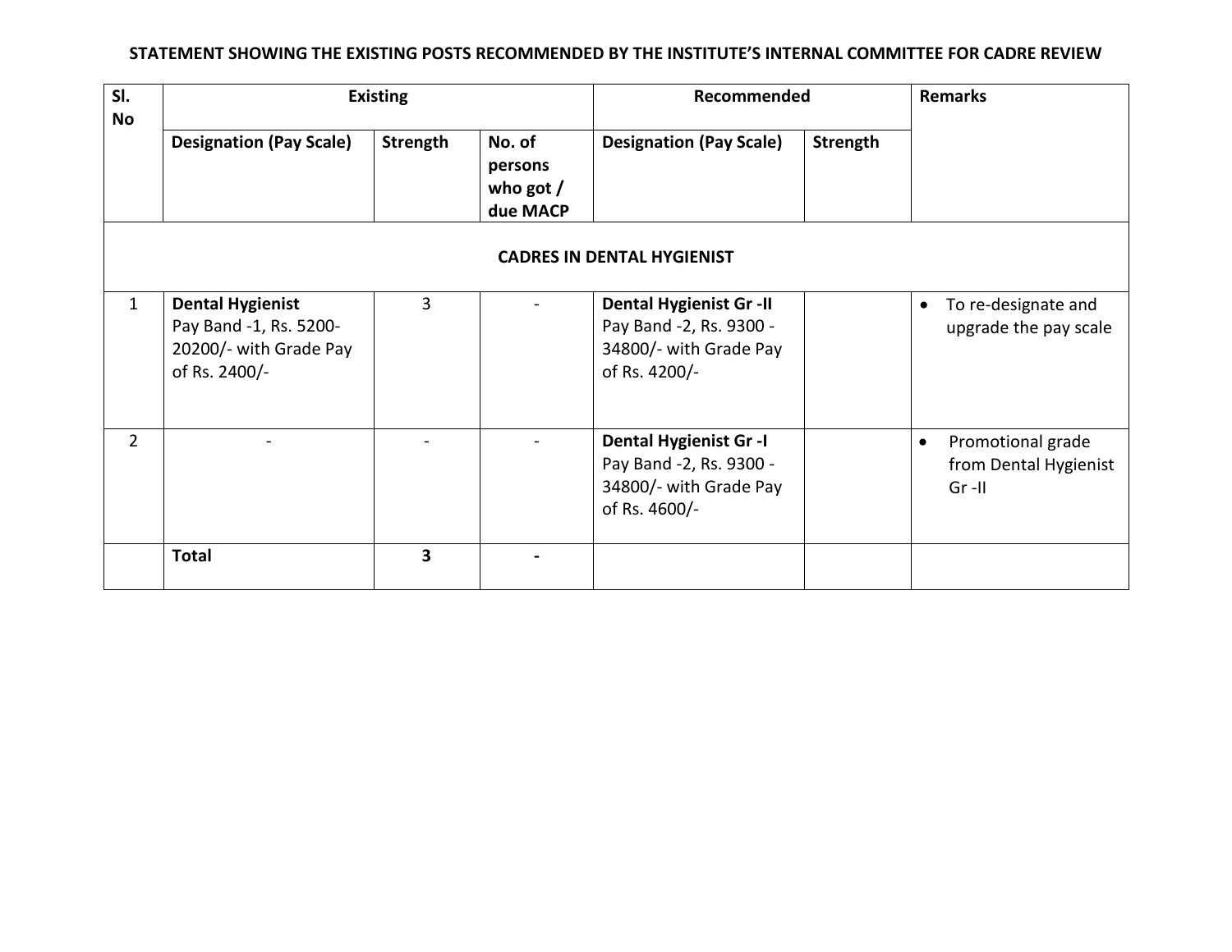**STATEMENT SHOWING THE EXISTING POSTS RECOMMENDED BY THE INSTITUTE'S INTERNAL COMMITTEE FOR CADRE REVIEW**

| Sl. No | Existing | | | Recommended | | Remarks |
|---|---|---|---|---|---|---|
| | **Designation (Pay Scale)** | **Strength** | **No. of persons who got / due MACP** | **Designation (Pay Scale)** | **Strength** | |
| | | | **CADRES IN DENTAL HYGIENIST** | | | |
| 1 | **Dental Hygienist** Pay Band -1, Rs. 5200-20200/- with Grade Pay of Rs. 2400/- | 3 | - | **Dental Hygienist Gr -II** Pay Band -2, Rs. 9300 - 34800/- with Grade Pay of Rs. 4200/- | | • To re-designate and upgrade the pay scale |
| 2 | - | - | - | **Dental Hygienist Gr -I** Pay Band -2, Rs. 9300 - 34800/- with Grade Pay of Rs. 4600/- | | • Promotional grade from Dental Hygienist Gr -II |
| | **Total** | **3** | **-** | | | |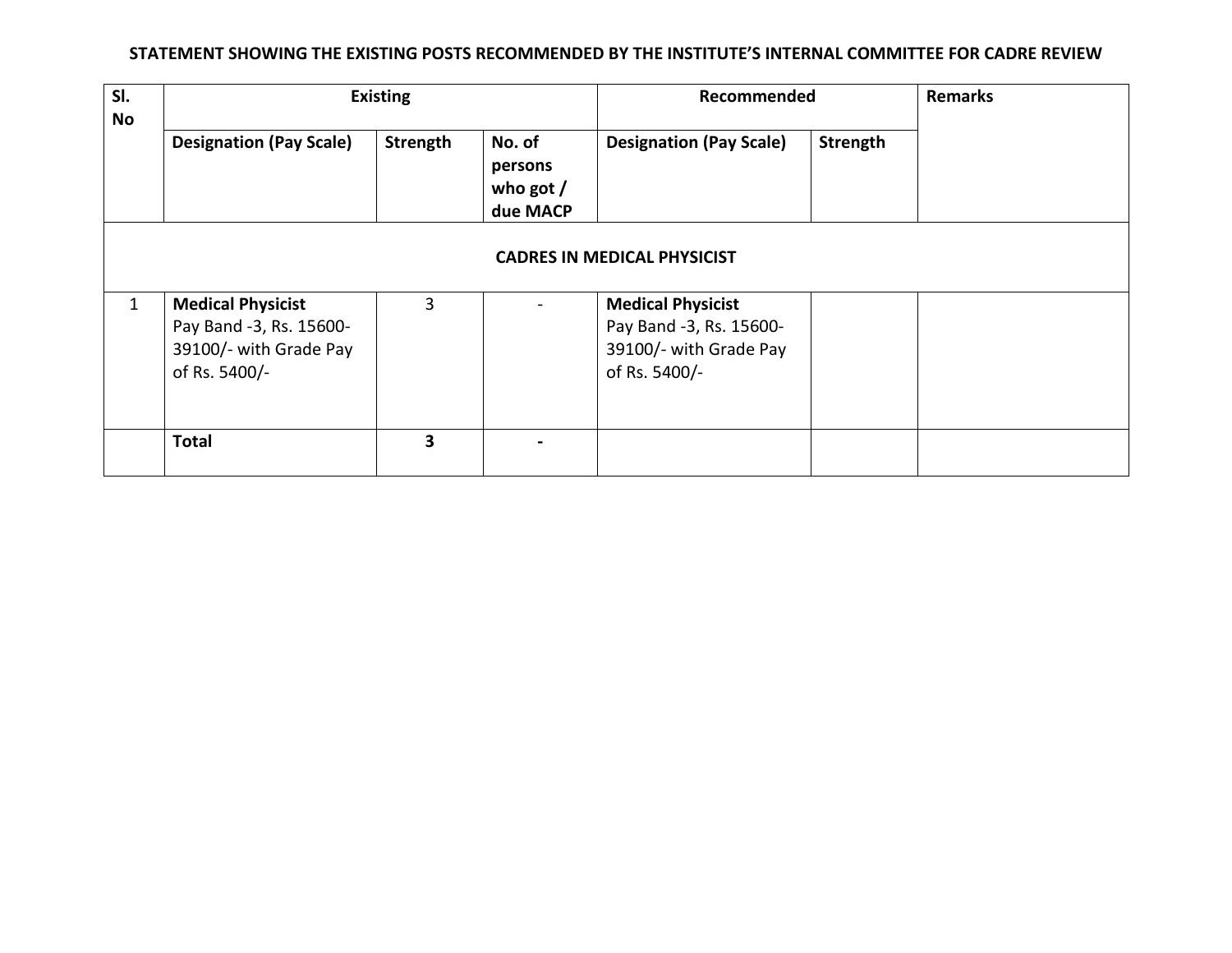**STATEMENT SHOWING THE EXISTING POSTS RECOMMENDED BY THE INSTITUTE'S INTERNAL COMMITTEE FOR CADRE REVIEW**

| Sl. No | Existing | | | Recommended | | Remarks |
|---|---|---|---|---|---|---|
| | **Designation (Pay Scale)** | **Strength** | **No. of persons who got / due MACP** | **Designation (Pay Scale)** | **Strength** | |
| **CADRES IN MEDICAL PHYSICIST** | | | | | | |
| 1 | **Medical Physicist** Pay Band -3, Rs. 15600-39100/- with Grade Pay of Rs. 5400/- | 3 | - | **Medical Physicist** Pay Band -3, Rs. 15600-39100/- with Grade Pay of Rs. 5400/- | | |
| | **Total** | **3** | **-** | | | |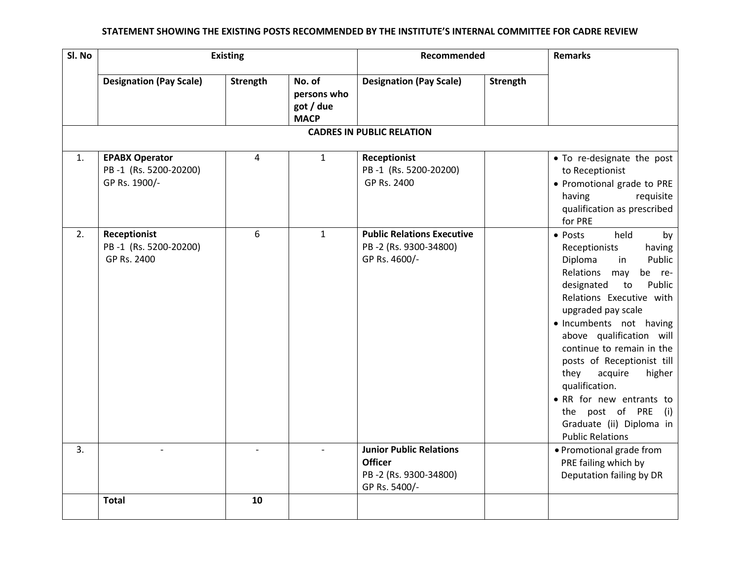**STATEMENT SHOWING THE EXISTING POSTS RECOMMENDED BY THE INSTITUTE'S INTERNAL COMMITTEE FOR CADRE REVIEW**

| Sl. No | Existing | | | Recommended | | Remarks |
|---|---|---|---|---|---|---|
| | **Designation (Pay Scale)** | **Strength** | **No. of persons who got / due MACP** | **Designation (Pay Scale)** | **Strength** | |
| | | | | **CADRES IN PUBLIC RELATION** | | |
| 1. | **EPABX Operator** PB -1 (Rs. 5200-20200) GP Rs. 1900/- | 4 | 1 | **Receptionist** PB -1 (Rs. 5200-20200) GP Rs. 2400 | | • To re-designate the post to Receptionist • Promotional grade to PRE having requisite qualification as prescribed for PRE |
| 2. | **Receptionist** PB -1 (Rs. 5200-20200) GP Rs. 2400 | 6 | 1 | **Public Relations Executive** PB -2 (Rs. 9300-34800) GP Rs. 4600/- | | • Posts held by Receptionists having Diploma in Public Relations may be re-designated to Public Relations Executive with upgraded pay scale • Incumbents not having above qualification will continue to remain in the posts of Receptionist till they acquire higher qualification. • RR for new entrants to the post of PRE (i) Graduate (ii) Diploma in Public Relations |
| 3. | - | - | - | **Junior Public Relations Officer** PB -2 (Rs. 9300-34800) GP Rs. 5400/- | | • Promotional grade from PRE failing which by Deputation failing by DR |
| | **Total** | **10** | | | | |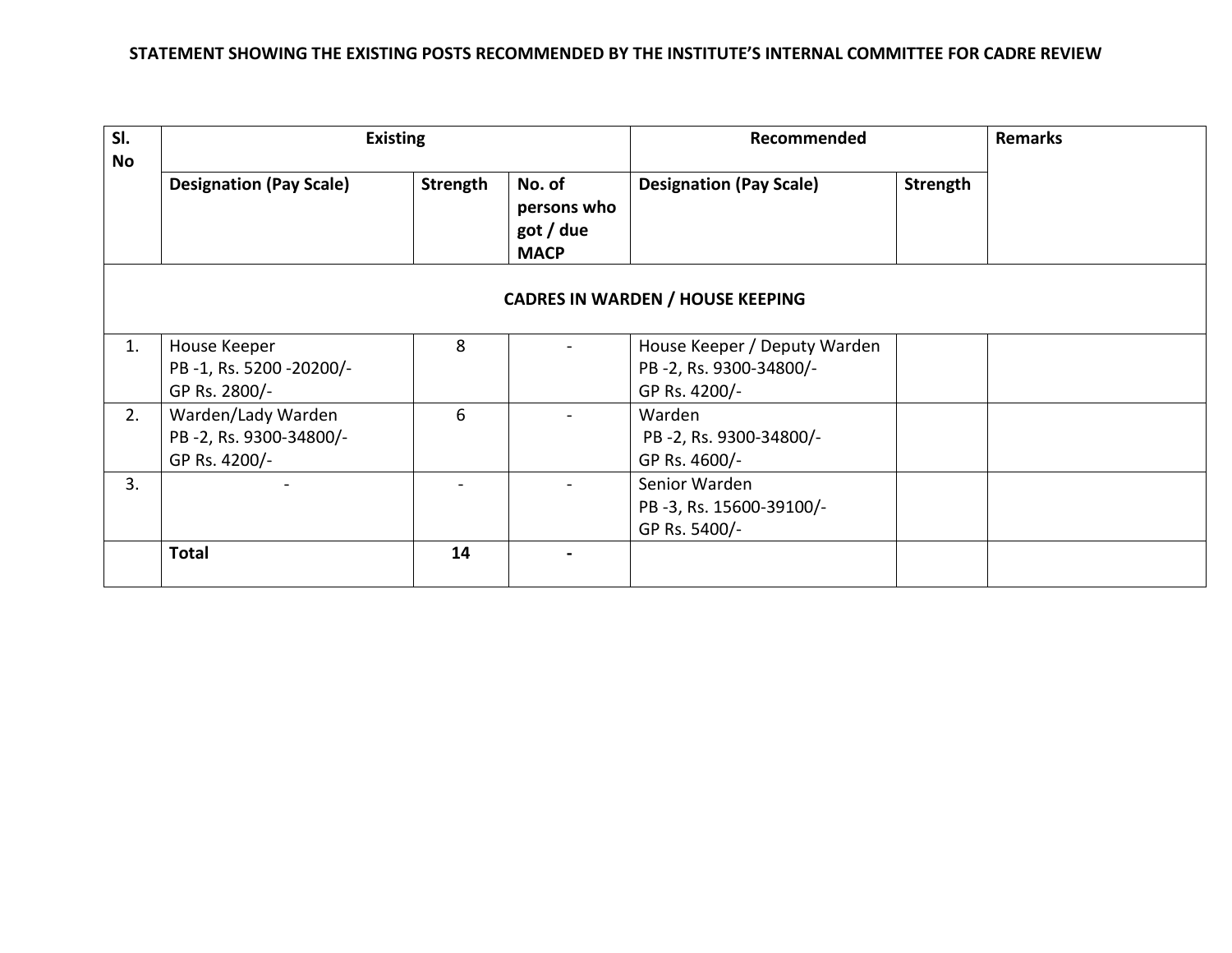**STATEMENT SHOWING THE EXISTING POSTS RECOMMENDED BY THE INSTITUTE'S INTERNAL COMMITTEE FOR CADRE REVIEW**

| Sl. No | Existing | | | Recommended | | Remarks |
|---|---|---|---|---|---|---|
| | **Designation (Pay Scale)** | **Strength** | **No. of persons who got / due MACP** | **Designation (Pay Scale)** | **Strength** | |
| **CADRES IN WARDEN / HOUSE KEEPING** | | | | | | |
| 1. | House Keeper<br>PB -1, Rs. 5200 -20200/-<br>GP Rs. 2800/- | 8 | - | House Keeper / Deputy Warden<br>PB -2, Rs. 9300-34800/-<br>GP Rs. 4200/- | | |
| 2. | Warden/Lady Warden<br>PB -2, Rs. 9300-34800/-<br>GP Rs. 4200/- | 6 | - | Warden<br>PB -2, Rs. 9300-34800/-<br>GP Rs. 4600/- | | |
| 3. | - | - | - | Senior Warden<br>PB -3, Rs. 15600-39100/-<br>GP Rs. 5400/- | | |
| | **Total** | **14** | **-** | | | |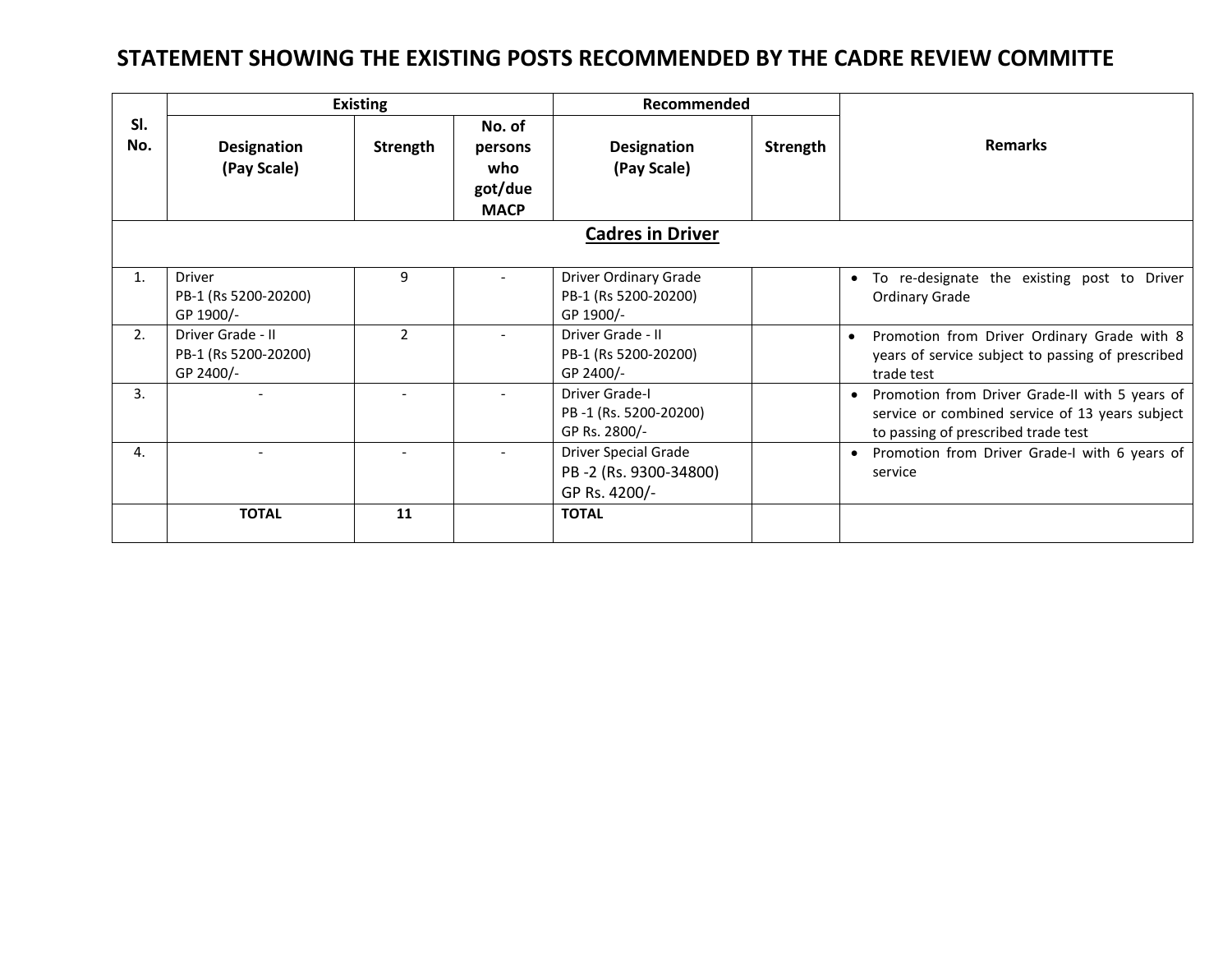# STATEMENT SHOWING THE EXISTING POSTS RECOMMENDED BY THE CADRE REVIEW COMMITTE

| Sl. No. | Existing | | | Recommended | | Remarks |
|---|---|---|---|---|---|---|
| | Designation (Pay Scale) | Strength | No. of persons who got/due MACP | Designation (Pay Scale) | Strength | |
| **Cadres in Driver** | | | | | | |
| 1. | Driver PB-1 (Rs 5200-20200) GP 1900/- | 9 | - | Driver Ordinary Grade PB-1 (Rs 5200-20200) GP 1900/- | | • To re-designate the existing post to Driver Ordinary Grade |
| 2. | Driver Grade - II PB-1 (Rs 5200-20200) GP 2400/- | 2 | - | Driver Grade - II PB-1 (Rs 5200-20200) GP 2400/- | | • Promotion from Driver Ordinary Grade with 8 years of service subject to passing of prescribed trade test |
| 3. | - | - | - | Driver Grade-I PB -1 (Rs. 5200-20200) GP Rs. 2800/- | | • Promotion from Driver Grade-II with 5 years of service or combined service of 13 years subject to passing of prescribed trade test |
| 4. | - | - | - | Driver Special Grade PB -2 (Rs. 9300-34800) GP Rs. 4200/- | | • Promotion from Driver Grade-I with 6 years of service |
| | **TOTAL** | **11** | | **TOTAL** | | |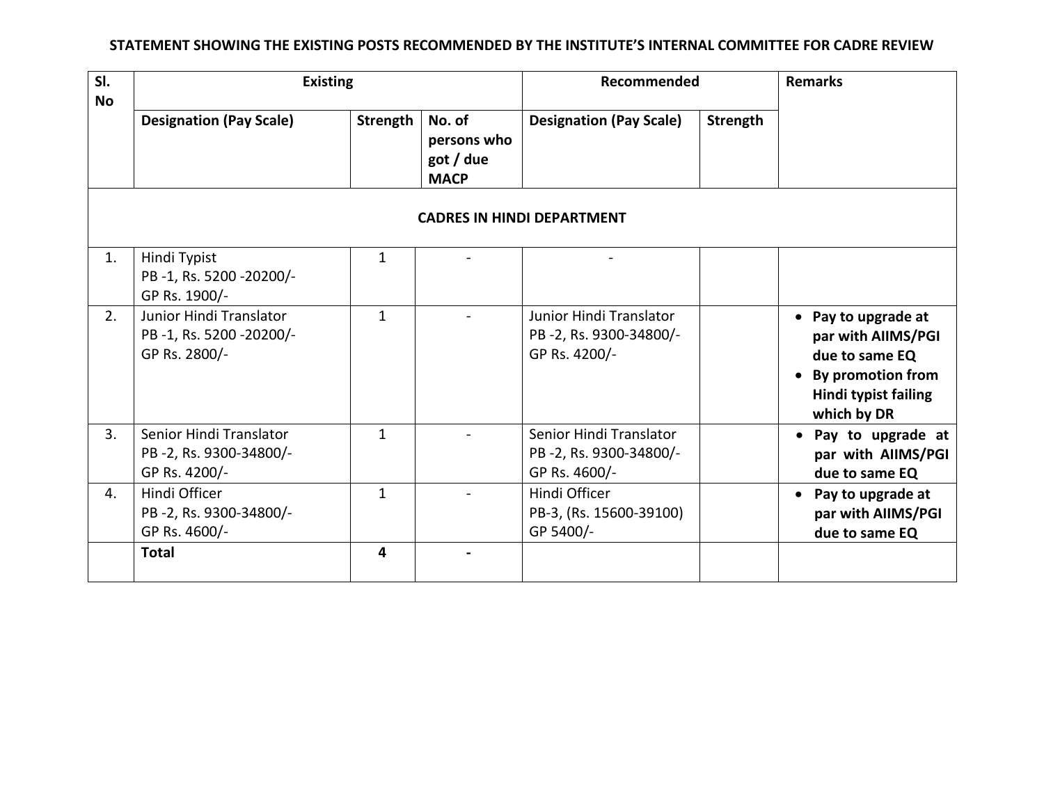**STATEMENT SHOWING THE EXISTING POSTS RECOMMENDED BY THE INSTITUTE'S INTERNAL COMMITTEE FOR CADRE REVIEW**

| Sl. No | Existing | | | Recommended | | Remarks |
|---|---|---|---|---|---|---|
| | **Designation (Pay Scale)** | **Strength** | **No. of persons who got / due MACP** | **Designation (Pay Scale)** | **Strength** | |
| | **CADRES IN HINDI DEPARTMENT** | | | | | |
| 1. | Hindi Typist<br>PB -1, Rs. 5200 -20200/-<br>GP Rs. 1900/- | 1 | - | - | | |
| 2. | Junior Hindi Translator<br>PB -1, Rs. 5200 -20200/-<br>GP Rs. 2800/- | 1 | - | Junior Hindi Translator<br>PB -2, Rs. 9300-34800/-<br>GP Rs. 4200/- | | • **Pay to upgrade at par with AIIMS/PGI due to same EQ**<br>• **By promotion from Hindi typist failing which by DR** |
| 3. | Senior Hindi Translator<br>PB -2, Rs. 9300-34800/-<br>GP Rs. 4200/- | 1 | - | Senior Hindi Translator<br>PB -2, Rs. 9300-34800/-<br>GP Rs. 4600/- | | • **Pay to upgrade at par with AIIMS/PGI due to same EQ** |
| 4. | Hindi Officer<br>PB -2, Rs. 9300-34800/-<br>GP Rs. 4600/- | 1 | - | Hindi Officer<br>PB-3, (Rs. 15600-39100)<br>GP 5400/- | | • **Pay to upgrade at par with AIIMS/PGI due to same EQ** |
| | **Total** | **4** | **-** | | | |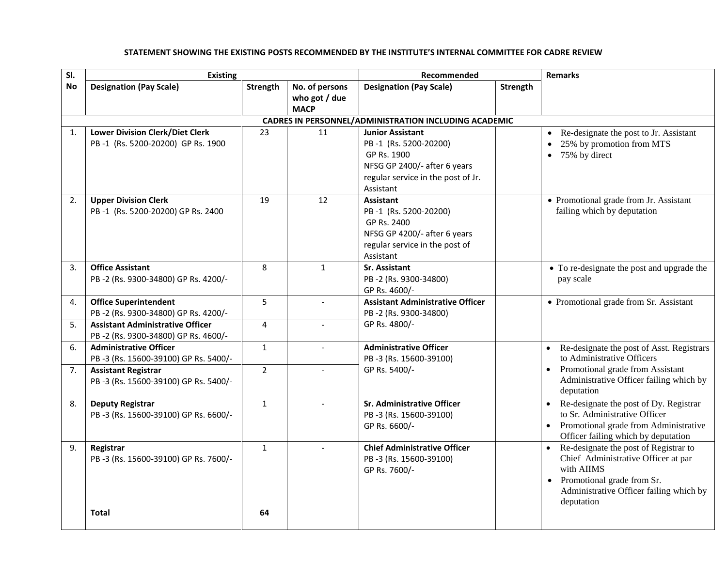**STATEMENT SHOWING THE EXISTING POSTS RECOMMENDED BY THE INSTITUTE'S INTERNAL COMMITTEE FOR CADRE REVIEW**

| Sl. No | Existing | | | Recommended | | Remarks |
|---|---|---|---|---|---|---|
| | **Designation (Pay Scale)** | **Strength** | **No. of persons who got / due MACP** | **Designation (Pay Scale)** | **Strength** | |
| | **CADRES IN PERSONNEL/ADMINISTRATION INCLUDING ACADEMIC** | | | | | |
| 1. | **Lower Division Clerk/Diet Clerk** PB -1 (Rs. 5200-20200) GP Rs. 1900 | 23 | 11 | **Junior Assistant** PB -1 (Rs. 5200-20200) GP Rs. 1900 NFSG GP 2400/- after 6 years regular service in the post of Jr. Assistant | | • Re-designate the post to Jr. Assistant • 25% by promotion from MTS • 75% by direct |
| 2. | **Upper Division Clerk** PB -1 (Rs. 5200-20200) GP Rs. 2400 | 19 | 12 | **Assistant** PB -1 (Rs. 5200-20200) GP Rs. 2400 NFSG GP 4200/- after 6 years regular service in the post of Assistant | | • Promotional grade from Jr. Assistant failing which by deputation |
| 3. | **Office Assistant** PB -2 (Rs. 9300-34800) GP Rs. 4200/- | 8 | 1 | **Sr. Assistant** PB -2 (Rs. 9300-34800) GP Rs. 4600/- | | • To re-designate the post and upgrade the pay scale |
| 4. | **Office Superintendent** PB -2 (Rs. 9300-34800) GP Rs. 4200/- | 5 | - | **Assistant Administrative Officer** PB -2 (Rs. 9300-34800) GP Rs. 4800/- | | • Promotional grade from Sr. Assistant |
| 5. | **Assistant Administrative Officer** PB -2 (Rs. 9300-34800) GP Rs. 4600/- | 4 | - | | | |
| 6. | **Administrative Officer** PB -3 (Rs. 15600-39100) GP Rs. 5400/- | 1 | - | **Administrative Officer** PB -3 (Rs. 15600-39100) GP Rs. 5400/- | | • Re-designate the post of Asst. Registrars to Administrative Officers • Promotional grade from Assistant Administrative Officer failing which by deputation |
| 7. | **Assistant Registrar** PB -3 (Rs. 15600-39100) GP Rs. 5400/- | 2 | - | | | |
| 8. | **Deputy Registrar** PB -3 (Rs. 15600-39100) GP Rs. 6600/- | 1 | - | **Sr. Administrative Officer** PB -3 (Rs. 15600-39100) GP Rs. 6600/- | | • Re-designate the post of Dy. Registrar to Sr. Administrative Officer • Promotional grade from Administrative Officer failing which by deputation |
| 9. | **Registrar** PB -3 (Rs. 15600-39100) GP Rs. 7600/- | 1 | - | **Chief Administrative Officer** PB -3 (Rs. 15600-39100) GP Rs. 7600/- | | • Re-designate the post of Registrar to Chief Administrative Officer at par with AIIMS • Promotional grade from Sr. Administrative Officer failing which by deputation |
| | **Total** | **64** | | | | |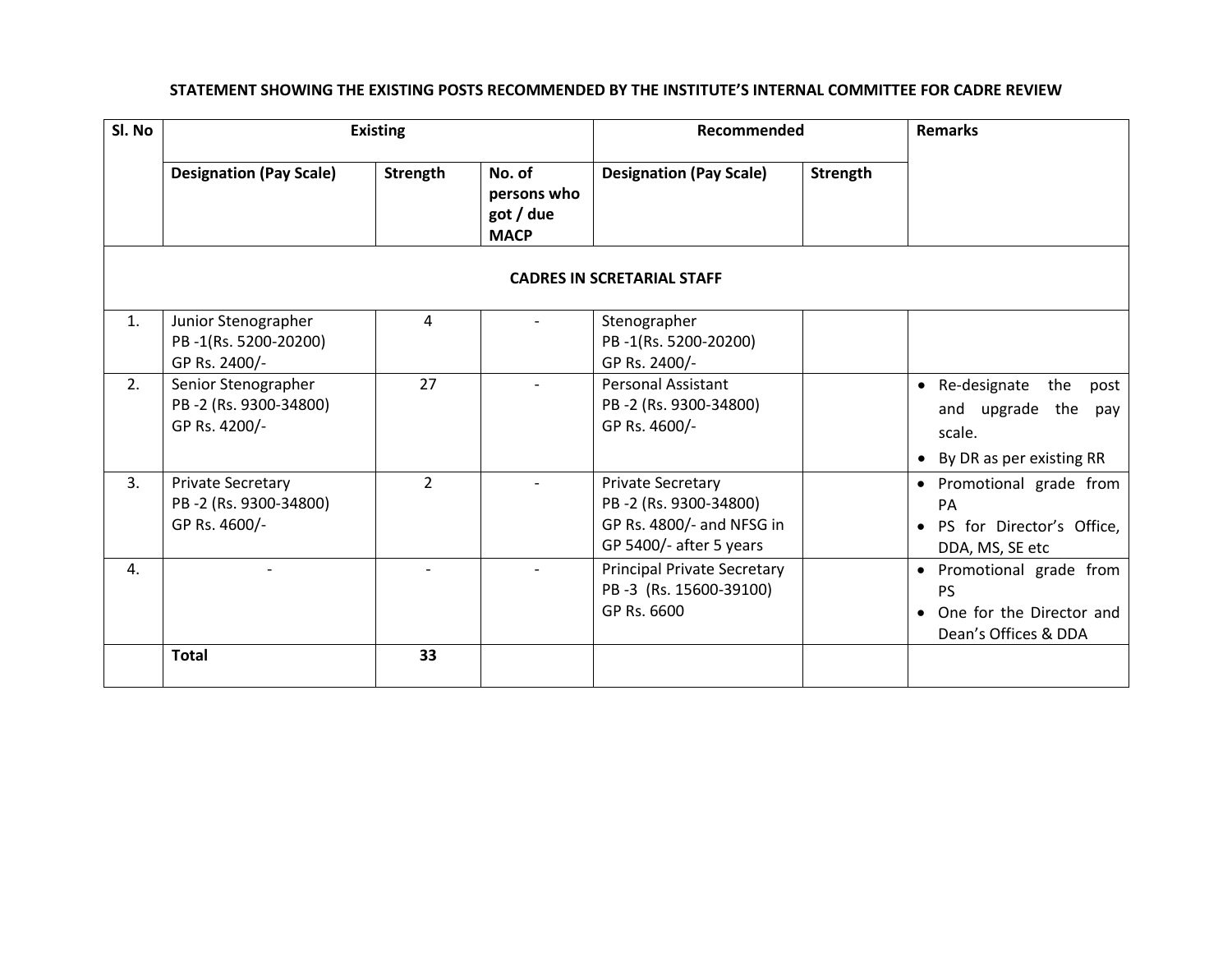**STATEMENT SHOWING THE EXISTING POSTS RECOMMENDED BY THE INSTITUTE'S INTERNAL COMMITTEE FOR CADRE REVIEW**

| Sl. No | Existing | | | Recommended | | Remarks |
|---|---|---|---|---|---|---|
| | **Designation (Pay Scale)** | **Strength** | **No. of persons who got / due MACP** | **Designation (Pay Scale)** | **Strength** | |
| **CADRES IN SCRETARIAL STAFF** | | | | | | |
| 1. | Junior Stenographer PB -1(Rs. 5200-20200) GP Rs. 2400/- | 4 | - | Stenographer PB -1(Rs. 5200-20200) GP Rs. 2400/- | | |
| 2. | Senior Stenographer PB -2 (Rs. 9300-34800) GP Rs. 4200/- | 27 | - | Personal Assistant PB -2 (Rs. 9300-34800) GP Rs. 4600/- | | • Re-designate the post and upgrade the pay scale. • By DR as per existing RR |
| 3. | Private Secretary PB -2 (Rs. 9300-34800) GP Rs. 4600/- | 2 | - | Private Secretary PB -2 (Rs. 9300-34800) GP Rs. 4800/- and NFSG in GP 5400/- after 5 years | | • Promotional grade from PA • PS for Director's Office, DDA, MS, SE etc |
| 4. | - | - | - | Principal Private Secretary PB -3 (Rs. 15600-39100) GP Rs. 6600 | | • Promotional grade from PS • One for the Director and Dean's Offices & DDA |
| | **Total** | **33** | | | | |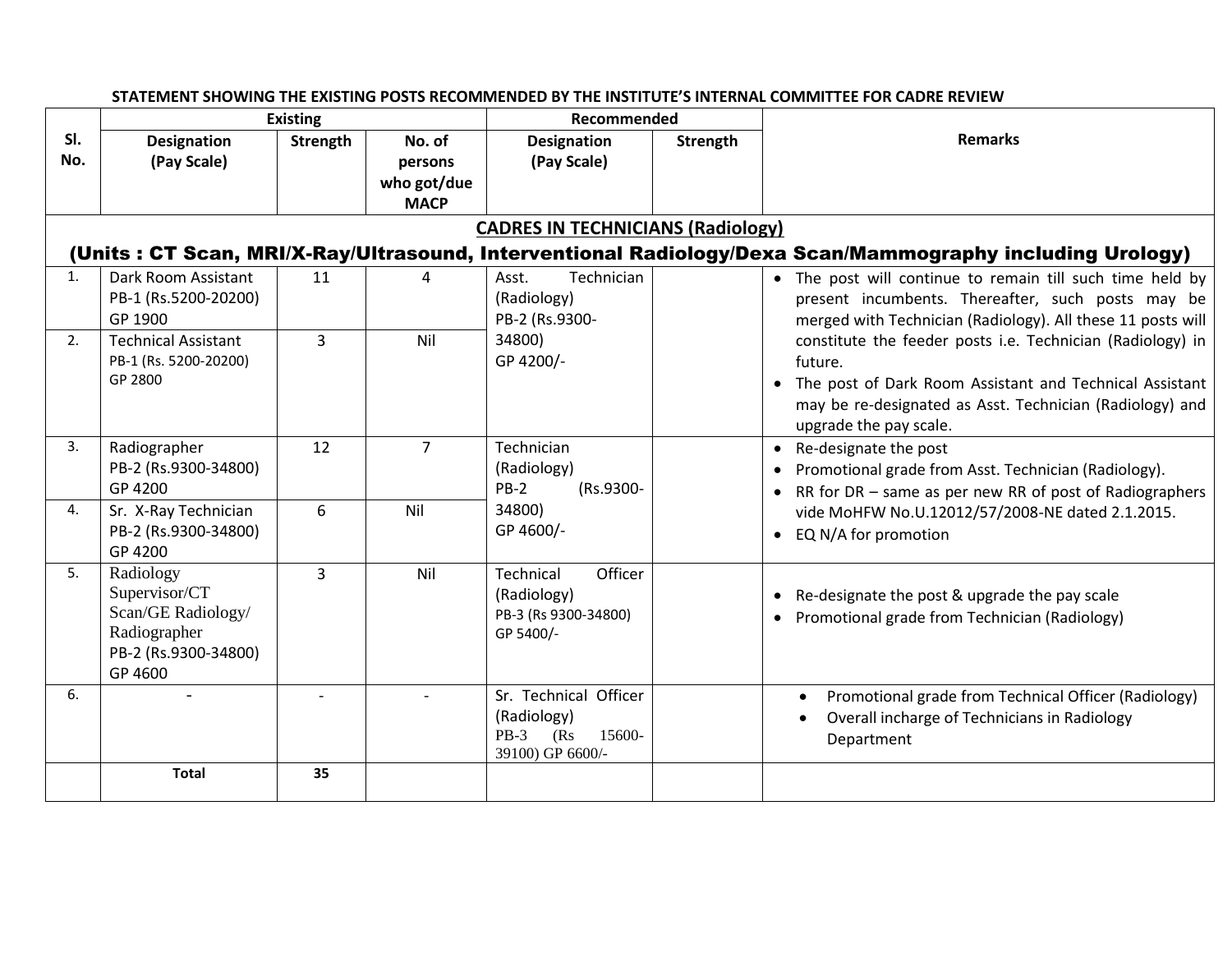**STATEMENT SHOWING THE EXISTING POSTS RECOMMENDED BY THE INSTITUTE'S INTERNAL COMMITTEE FOR CADRE REVIEW**

| Sl. No. | Existing | | | Recommended | | Remarks |
|---|---|---|---|---|---|---|
| | Designation (Pay Scale) | Strength | No. of persons who got/due MACP | Designation (Pay Scale) | Strength | |
| | **CADRES IN TECHNICIANS (Radiology)** **(Units : CT Scan, MRI/X-Ray/Ultrasound, Interventional Radiology/Dexa Scan/Mammography including Urology)** | | | | | |
| 1. | Dark Room Assistant PB-1 (Rs.5200-20200) GP 1900 | 11 | 4 | Asst. Technician (Radiology) PB-2 (Rs.9300-34800) GP 4200/- | | • The post will continue to remain till such time held by present incumbents. Thereafter, such posts may be merged with Technician (Radiology). All these 11 posts will constitute the feeder posts i.e. Technician (Radiology) in future.<br>• The post of Dark Room Assistant and Technical Assistant may be re-designated as Asst. Technician (Radiology) and upgrade the pay scale. |
| 2. | Technical Assistant PB-1 (Rs. 5200-20200) GP 2800 | 3 | Nil | | | |
| 3. | Radiographer PB-2 (Rs.9300-34800) GP 4200 | 12 | 7 | Technician (Radiology) PB-2 (Rs.9300-34800) GP 4600/- | | • Re-designate the post<br>• Promotional grade from Asst. Technician (Radiology).<br>• RR for DR – same as per new RR of post of Radiographers vide MoHFW No.U.12012/57/2008-NE dated 2.1.2015.<br>• EQ N/A for promotion |
| 4. | Sr. X-Ray Technician PB-2 (Rs.9300-34800) GP 4200 | 6 | Nil | | | |
| 5. | Radiology Supervisor/CT Scan/GE Radiology/ Radiographer PB-2 (Rs.9300-34800) GP 4600 | 3 | Nil | Technical Officer (Radiology) PB-3 (Rs 9300-34800) GP 5400/- | | • Re-designate the post & upgrade the pay scale<br>• Promotional grade from Technician (Radiology) |
| 6. | - | - | - | Sr. Technical Officer (Radiology) PB-3 (Rs 15600-39100) GP 6600/- | | • Promotional grade from Technical Officer (Radiology)<br>• Overall incharge of Technicians in Radiology Department |
| | **Total** | **35** | | | | |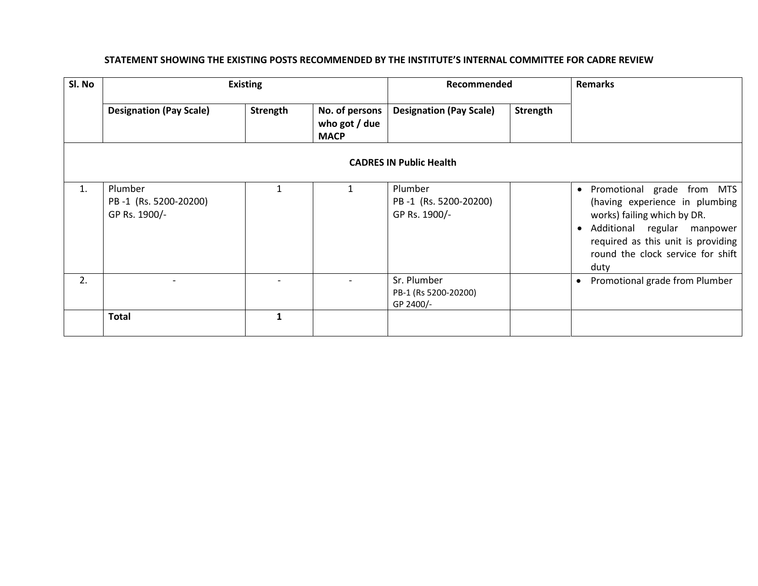**STATEMENT SHOWING THE EXISTING POSTS RECOMMENDED BY THE INSTITUTE'S INTERNAL COMMITTEE FOR CADRE REVIEW**

| Sl. No | Existing | | | Recommended | | Remarks |
|---|---|---|---|---|---|---|
| | **Designation (Pay Scale)** | **Strength** | **No. of persons who got / due MACP** | **Designation (Pay Scale)** | **Strength** | |
| **CADRES IN Public Health** | | | | | | |
| 1. | Plumber<br>PB -1 (Rs. 5200-20200)<br>GP Rs. 1900/- | 1 | 1 | Plumber<br>PB -1 (Rs. 5200-20200)<br>GP Rs. 1900/- | | • Promotional grade from MTS (having experience in plumbing works) failing which by DR.<br>• Additional regular manpower required as this unit is providing round the clock service for shift duty |
| 2. | - | - | - | Sr. Plumber<br>PB-1 (Rs 5200-20200)<br>GP 2400/- | | • Promotional grade from Plumber |
| | **Total** | **1** | | | | |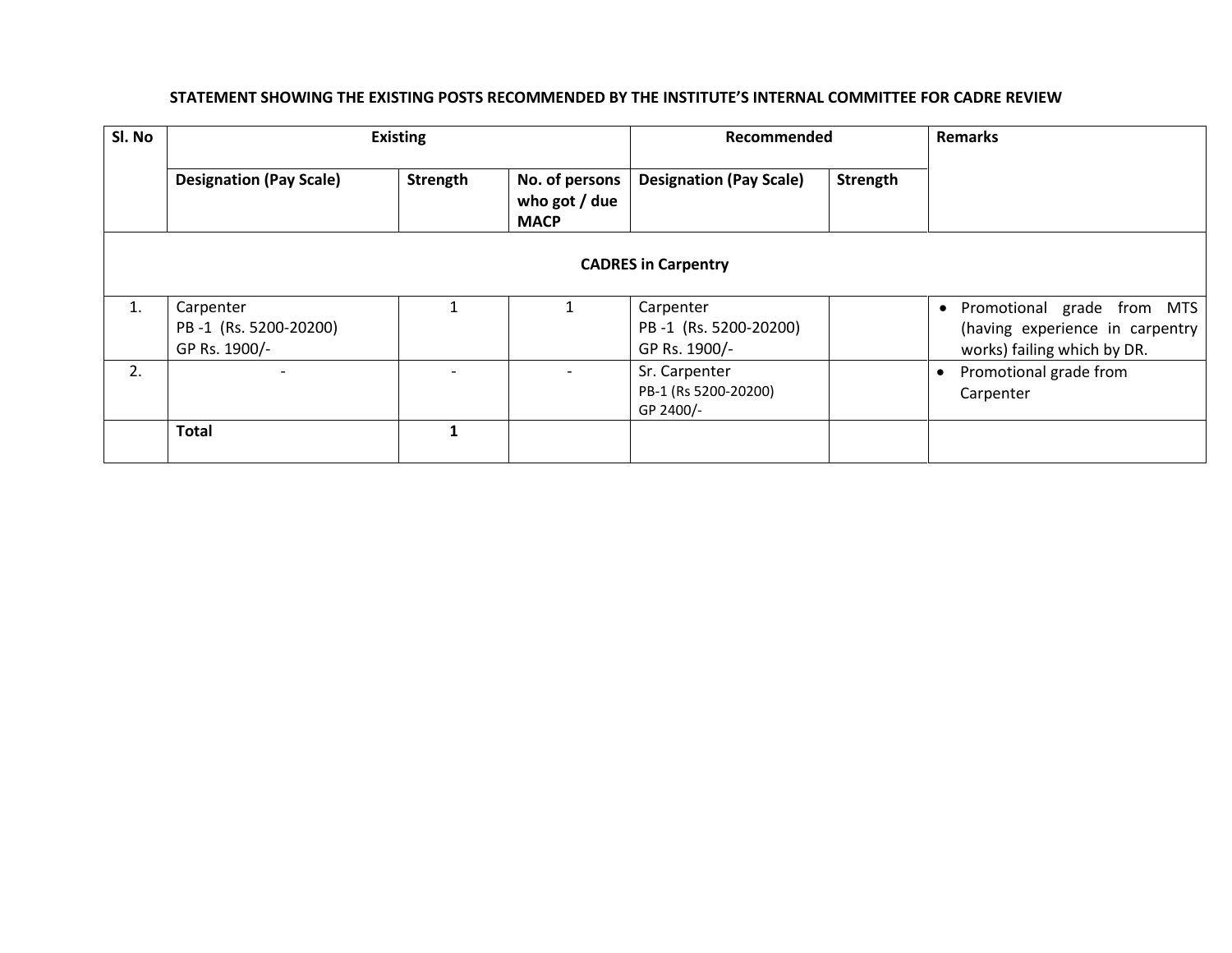**STATEMENT SHOWING THE EXISTING POSTS RECOMMENDED BY THE INSTITUTE'S INTERNAL COMMITTEE FOR CADRE REVIEW**

| Sl. No | Existing | | | Recommended | | Remarks |
|---|---|---|---|---|---|---|
| | **Designation (Pay Scale)** | **Strength** | **No. of persons who got / due MACP** | **Designation (Pay Scale)** | **Strength** | |
| **CADRES in Carpentry** | | | | | | |
| 1. | Carpenter<br>PB -1 (Rs. 5200-20200)<br>GP Rs. 1900/- | 1 | 1 | Carpenter<br>PB -1 (Rs. 5200-20200)<br>GP Rs. 1900/- | | • Promotional grade from MTS (having experience in carpentry works) failing which by DR. |
| 2. | - | - | - | Sr. Carpenter<br>PB-1 (Rs 5200-20200)<br>GP 2400/- | | • Promotional grade from Carpenter |
| | **Total** | **1** | | | | |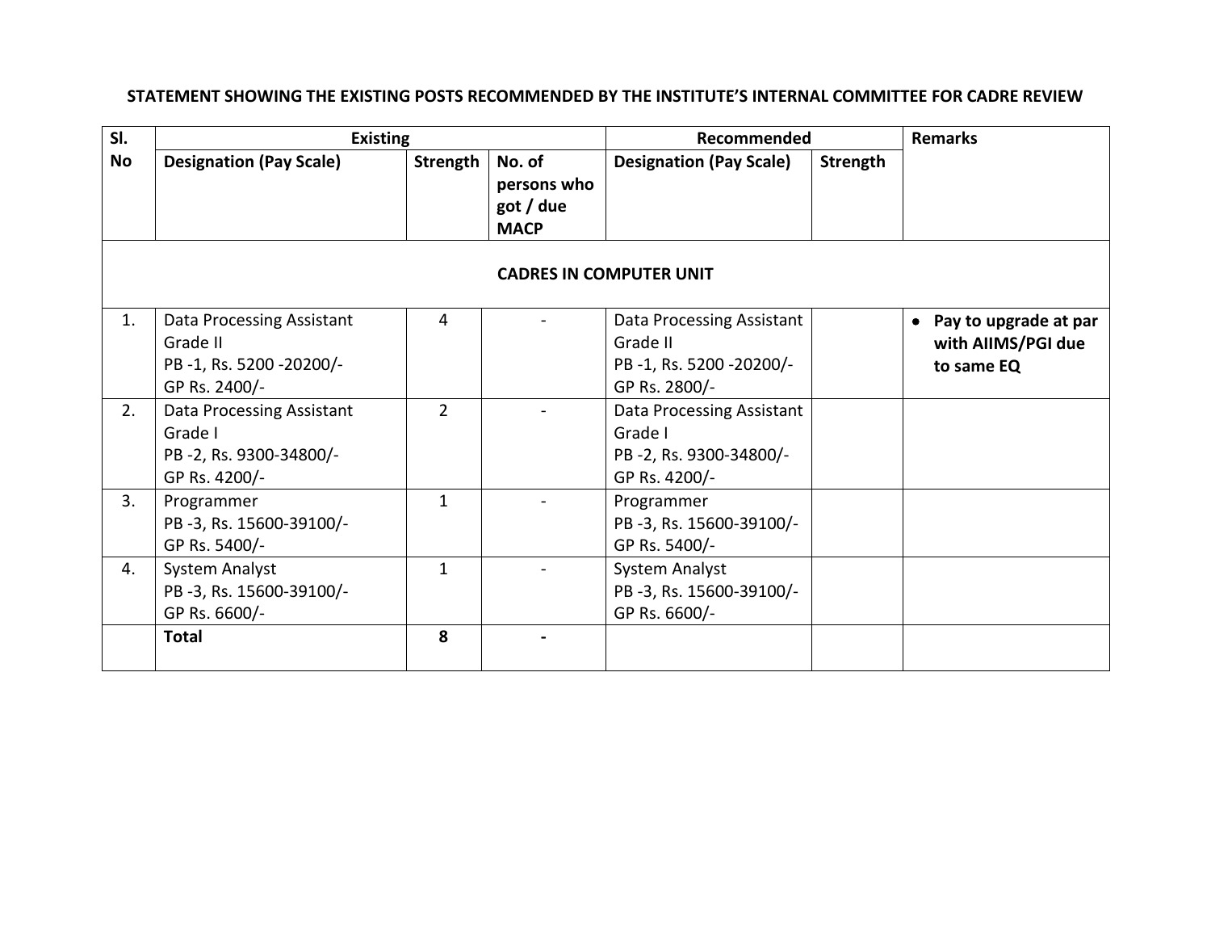**STATEMENT SHOWING THE EXISTING POSTS RECOMMENDED BY THE INSTITUTE'S INTERNAL COMMITTEE FOR CADRE REVIEW**

| Sl. No | Existing | | | Recommended | | Remarks |
|---|---|---|---|---|---|---|
| | **Designation (Pay Scale)** | **Strength** | **No. of persons who got / due MACP** | **Designation (Pay Scale)** | **Strength** | |
| | | | **CADRES IN COMPUTER UNIT** | | | |
| 1. | Data Processing Assistant Grade II PB -1, Rs. 5200 -20200/- GP Rs. 2400/- | 4 | - | Data Processing Assistant Grade II PB -1, Rs. 5200 -20200/- GP Rs. 2800/- | | • **Pay to upgrade at par with AIIMS/PGI due to same EQ** |
| 2. | Data Processing Assistant Grade I PB -2, Rs. 9300-34800/- GP Rs. 4200/- | 2 | - | Data Processing Assistant Grade I PB -2, Rs. 9300-34800/- GP Rs. 4200/- | | |
| 3. | Programmer PB -3, Rs. 15600-39100/- GP Rs. 5400/- | 1 | - | Programmer PB -3, Rs. 15600-39100/- GP Rs. 5400/- | | |
| 4. | System Analyst PB -3, Rs. 15600-39100/- GP Rs. 6600/- | 1 | - | System Analyst PB -3, Rs. 15600-39100/- GP Rs. 6600/- | | |
| | **Total** | **8** | **-** | | | |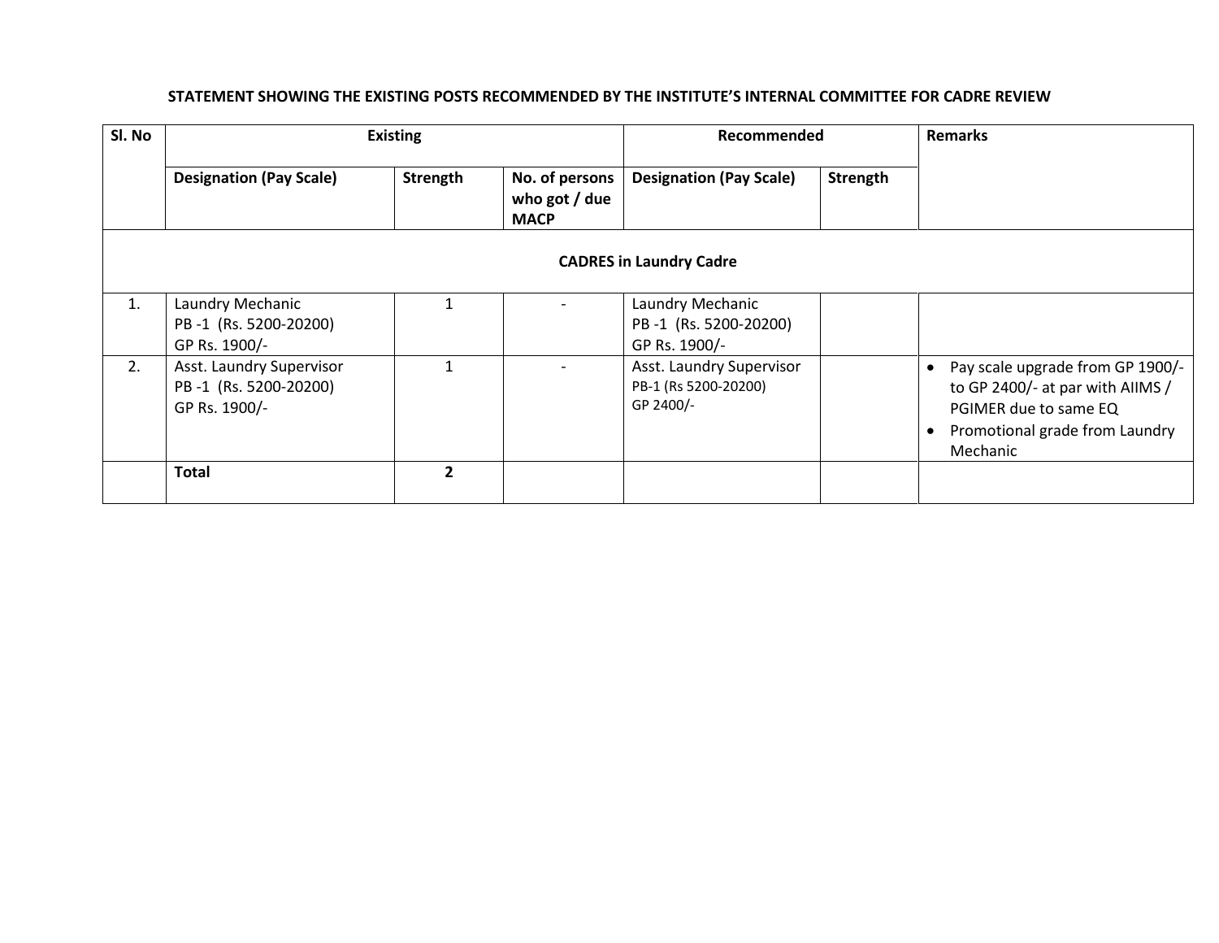**STATEMENT SHOWING THE EXISTING POSTS RECOMMENDED BY THE INSTITUTE'S INTERNAL COMMITTEE FOR CADRE REVIEW**

| Sl. No | Existing | | | Recommended | | Remarks |
|---|---|---|---|---|---|---|
| | **Designation (Pay Scale)** | **Strength** | **No. of persons who got / due MACP** | **Designation (Pay Scale)** | **Strength** | |
| | | | **CADRES in Laundry Cadre** | | | |
| 1. | Laundry Mechanic<br>PB -1 (Rs. 5200-20200)<br>GP Rs. 1900/- | 1 | - | Laundry Mechanic<br>PB -1 (Rs. 5200-20200)<br>GP Rs. 1900/- | | |
| 2. | Asst. Laundry Supervisor<br>PB -1 (Rs. 5200-20200)<br>GP Rs. 1900/- | 1 | - | Asst. Laundry Supervisor<br>PB-1 (Rs 5200-20200)<br>GP 2400/- | | • Pay scale upgrade from GP 1900/- to GP 2400/- at par with AIIMS / PGIMER due to same EQ<br>• Promotional grade from Laundry Mechanic |
| | **Total** | **2** | | | | |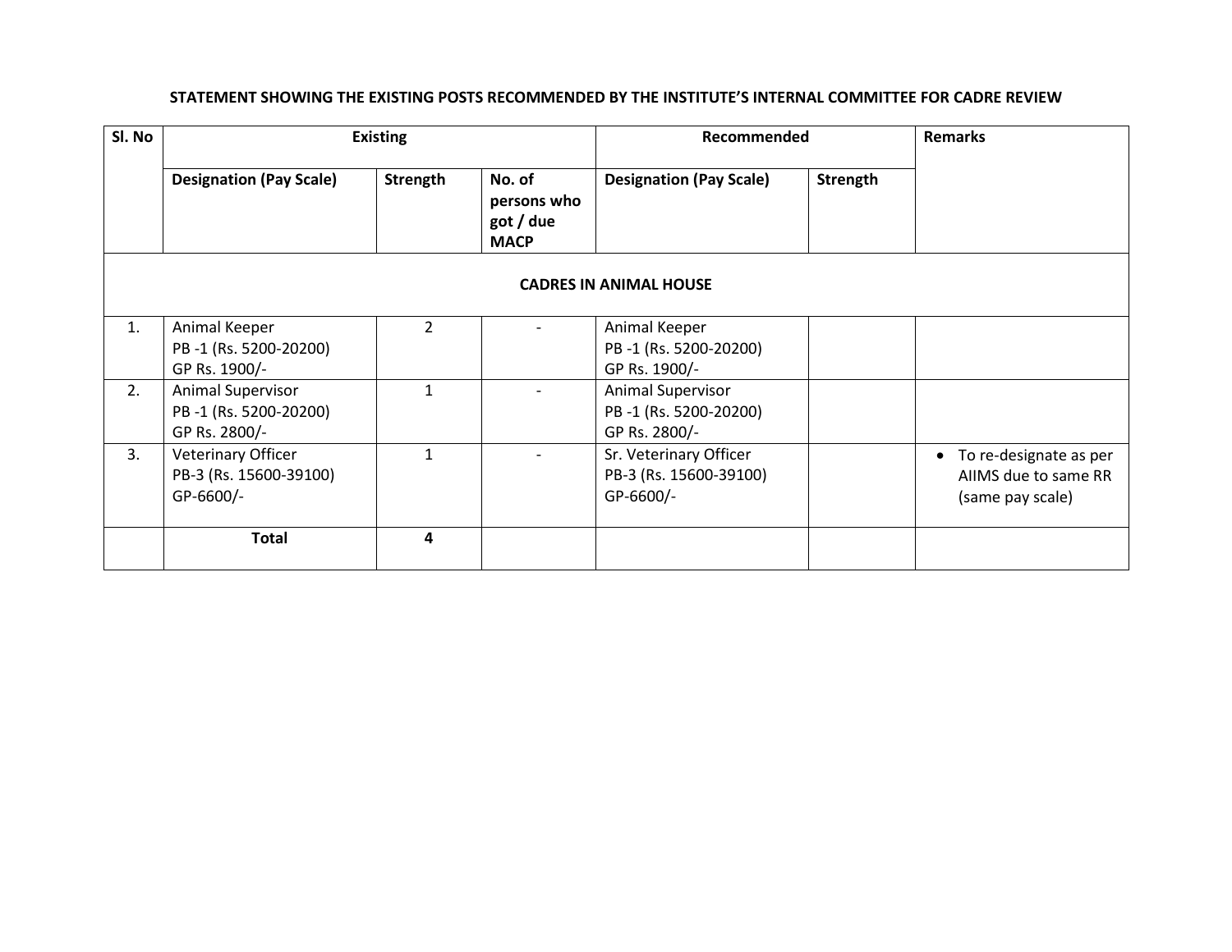**STATEMENT SHOWING THE EXISTING POSTS RECOMMENDED BY THE INSTITUTE'S INTERNAL COMMITTEE FOR CADRE REVIEW**

| Sl. No | Existing | | | Recommended | | Remarks |
|---|---|---|---|---|---|---|
| | **Designation (Pay Scale)** | **Strength** | **No. of persons who got / due MACP** | **Designation (Pay Scale)** | **Strength** | |
| | **CADRES IN ANIMAL HOUSE** | | | | | |
| 1. | Animal Keeper PB -1 (Rs. 5200-20200) GP Rs. 1900/- | 2 | - | Animal Keeper PB -1 (Rs. 5200-20200) GP Rs. 1900/- | | |
| 2. | Animal Supervisor PB -1 (Rs. 5200-20200) GP Rs. 2800/- | 1 | - | Animal Supervisor PB -1 (Rs. 5200-20200) GP Rs. 2800/- | | |
| 3. | Veterinary Officer PB-3 (Rs. 15600-39100) GP-6600/- | 1 | - | Sr. Veterinary Officer PB-3 (Rs. 15600-39100) GP-6600/- | | • To re-designate as per AIIMS due to same RR (same pay scale) |
| | **Total** | **4** | | | | |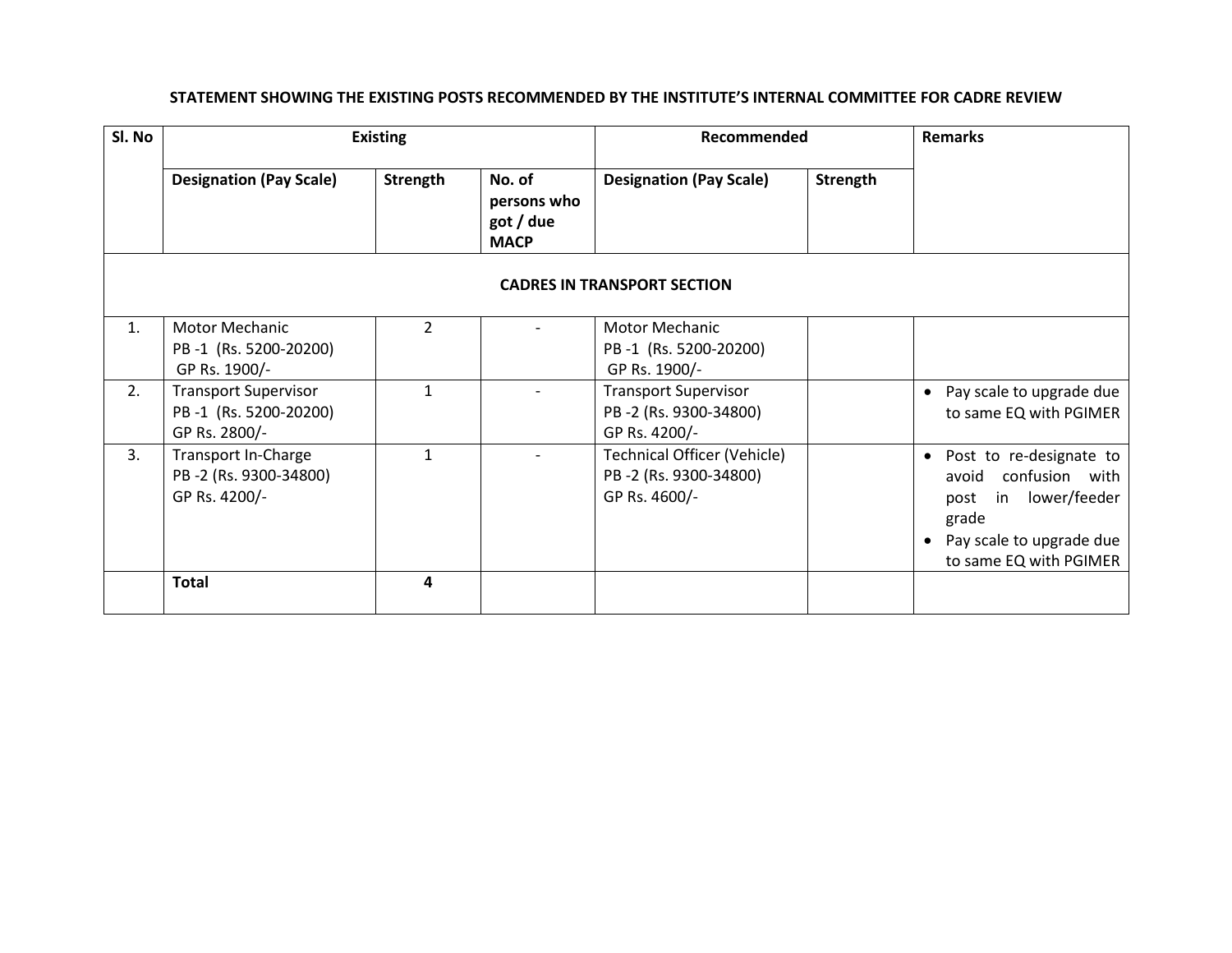**STATEMENT SHOWING THE EXISTING POSTS RECOMMENDED BY THE INSTITUTE'S INTERNAL COMMITTEE FOR CADRE REVIEW**

| Sl. No | Existing | | | Recommended | | Remarks |
|---|---|---|---|---|---|---|
| | **Designation (Pay Scale)** | **Strength** | **No. of persons who got / due MACP** | **Designation (Pay Scale)** | **Strength** | |
| **CADRES IN TRANSPORT SECTION** | | | | | | |
| 1. | Motor Mechanic PB -1 (Rs. 5200-20200) GP Rs. 1900/- | 2 | - | Motor Mechanic PB -1 (Rs. 5200-20200) GP Rs. 1900/- | | |
| 2. | Transport Supervisor PB -1 (Rs. 5200-20200) GP Rs. 2800/- | 1 | - | Transport Supervisor PB -2 (Rs. 9300-34800) GP Rs. 4200/- | | • Pay scale to upgrade due to same EQ with PGIMER |
| 3. | Transport In-Charge PB -2 (Rs. 9300-34800) GP Rs. 4200/- | 1 | - | Technical Officer (Vehicle) PB -2 (Rs. 9300-34800) GP Rs. 4600/- | | • Post to re-designate to avoid confusion with post in lower/feeder grade • Pay scale to upgrade due to same EQ with PGIMER |
| | **Total** | **4** | | | | |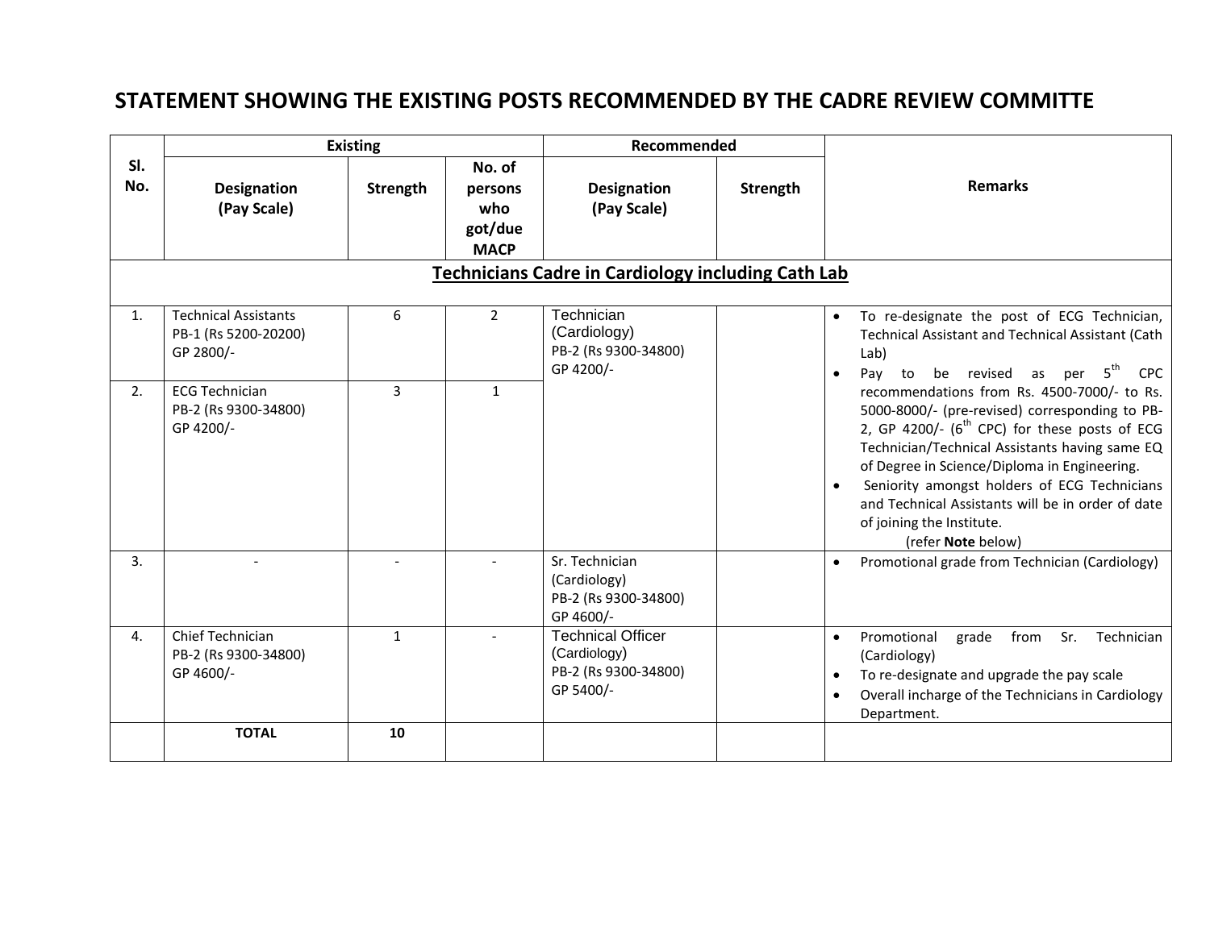# STATEMENT SHOWING THE EXISTING POSTS RECOMMENDED BY THE CADRE REVIEW COMMITTE

| Sl. No. | Existing | | | Recommended | | Remarks |
|---|---|---|---|---|---|---|
| | Designation (Pay Scale) | Strength | No. of persons who got/due MACP | Designation (Pay Scale) | Strength | |
| | **Technicians Cadre in Cardiology including Cath Lab** | | | | | |
| 1. | Technical Assistants PB-1 (Rs 5200-20200) GP 2800/- | 6 | 2 | Technician (Cardiology) PB-2 (Rs 9300-34800) GP 4200/- | | • To re-designate the post of ECG Technician, Technical Assistant and Technical Assistant (Cath Lab) • Pay to be revised as per 5th CPC recommendations from Rs. 4500-7000/- to Rs. 5000-8000/- (pre-revised) corresponding to PB-2, GP 4200/- (6th CPC) for these posts of ECG Technician/Technical Assistants having same EQ of Degree in Science/Diploma in Engineering. • Seniority amongst holders of ECG Technicians and Technical Assistants will be in order of date of joining the Institute. (refer **Note** below) |
| 2. | ECG Technician PB-2 (Rs 9300-34800) GP 4200/- | 3 | 1 | | | |
| 3. | - | - | - | Sr. Technician (Cardiology) PB-2 (Rs 9300-34800) GP 4600/- | | • Promotional grade from Technician (Cardiology) |
| 4. | Chief Technician PB-2 (Rs 9300-34800) GP 4600/- | 1 | - | Technical Officer (Cardiology) PB-2 (Rs 9300-34800) GP 5400/- | | • Promotional grade from Sr. Technician (Cardiology) • To re-designate and upgrade the pay scale • Overall incharge of the Technicians in Cardiology Department. |
| | **TOTAL** | **10** | | | | |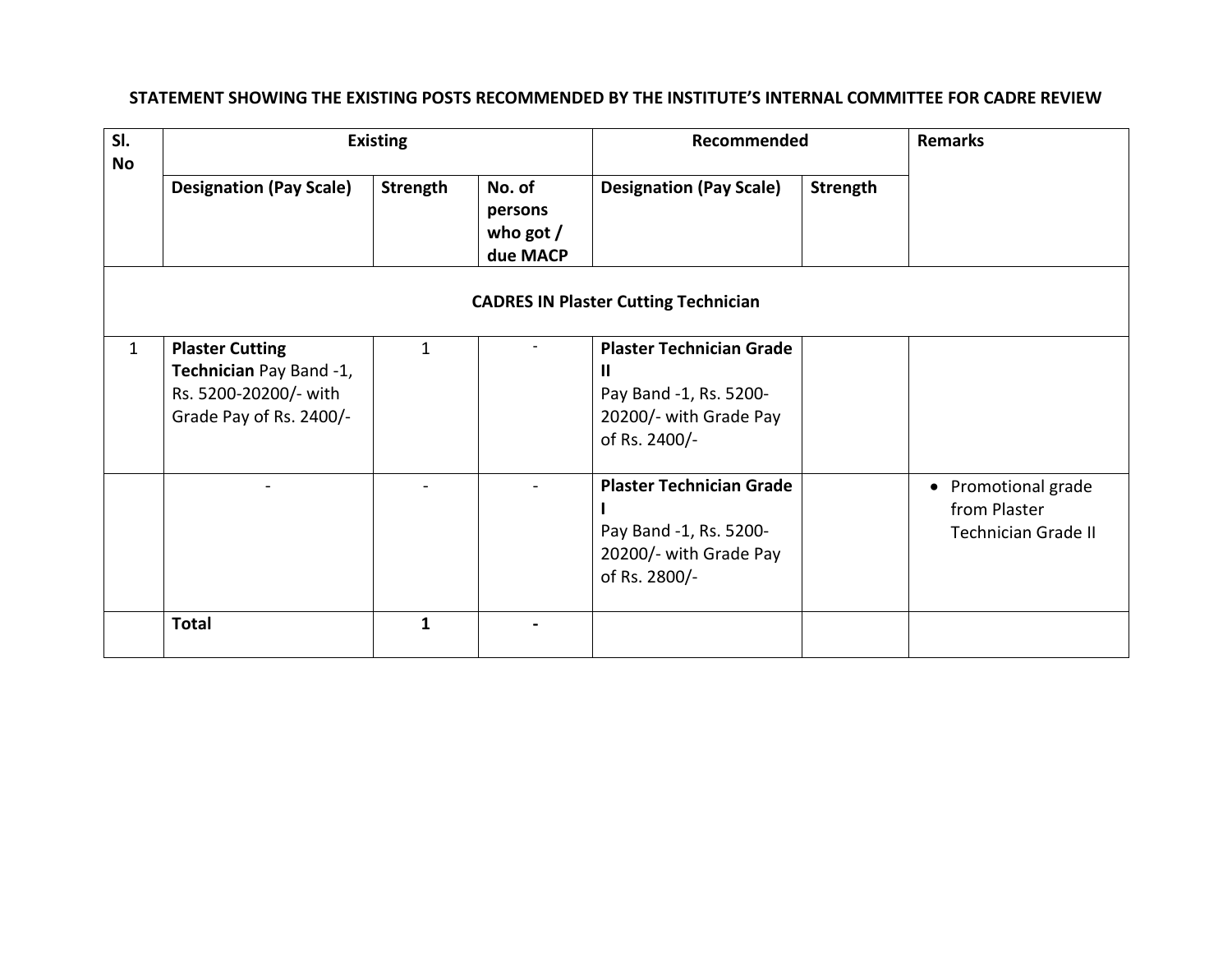**STATEMENT SHOWING THE EXISTING POSTS RECOMMENDED BY THE INSTITUTE'S INTERNAL COMMITTEE FOR CADRE REVIEW**

| Sl. No | Existing | | | Recommended | | Remarks |
|---|---|---|---|---|---|---|
| | **Designation (Pay Scale)** | **Strength** | **No. of persons who got / due MACP** | **Designation (Pay Scale)** | **Strength** | |
| **CADRES IN Plaster Cutting Technician** | | | | | | |
| 1 | **Plaster Cutting Technician** Pay Band -1, Rs. 5200-20200/- with Grade Pay of Rs. 2400/- | 1 | - | **Plaster Technician Grade II** Pay Band -1, Rs. 5200-20200/- with Grade Pay of Rs. 2400/- | | |
| | - | - | - | **Plaster Technician Grade I** Pay Band -1, Rs. 5200-20200/- with Grade Pay of Rs. 2800/- | | • Promotional grade from Plaster Technician Grade II |
| | **Total** | **1** | **-** | | | |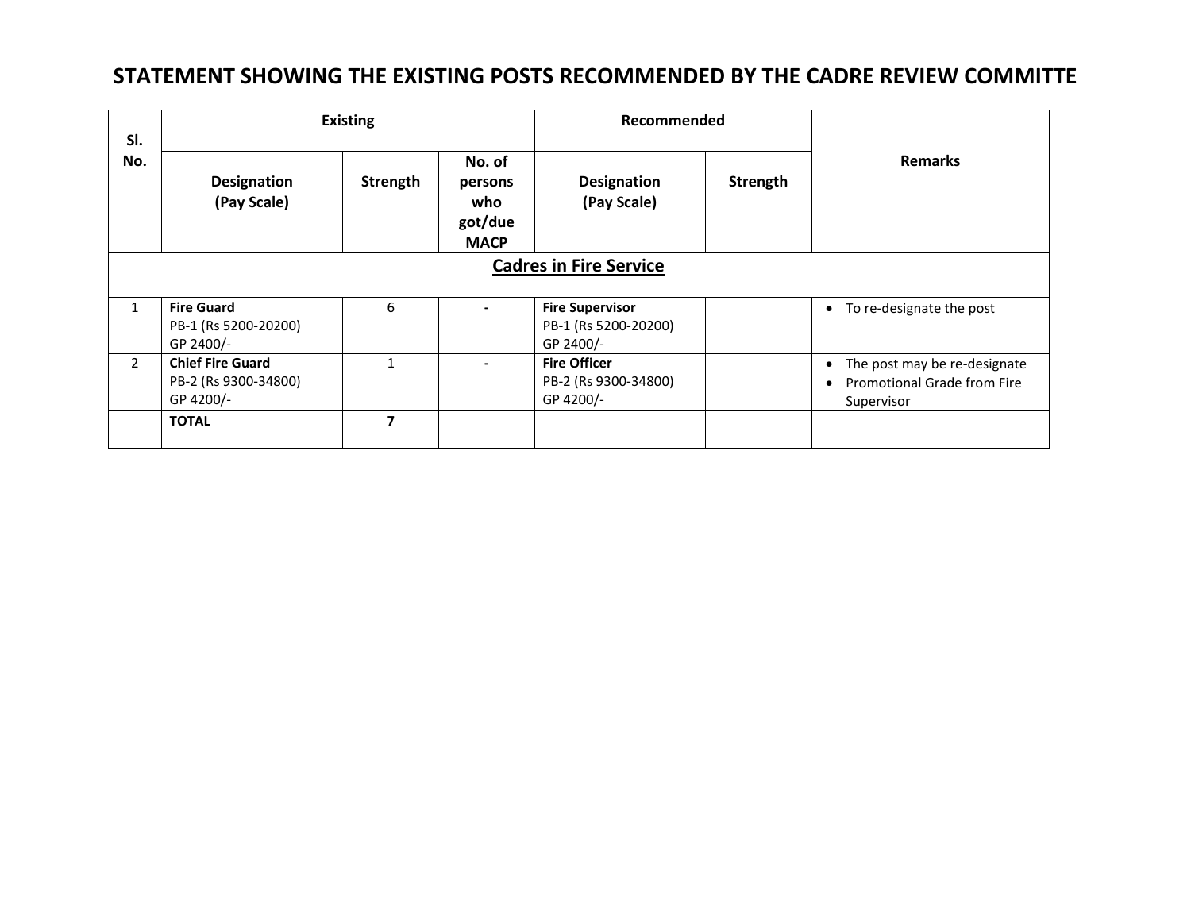# STATEMENT SHOWING THE EXISTING POSTS RECOMMENDED BY THE CADRE REVIEW COMMITTE

| Sl. No. | Existing | | | Recommended | | Remarks |
|---|---|---|---|---|---|---|
| | Designation (Pay Scale) | Strength | No. of persons who got/due MACP | Designation (Pay Scale) | Strength | |
| | **Cadres in Fire Service** | | | | | |
| 1 | **Fire Guard**<br>PB-1 (Rs 5200-20200)<br>GP 2400/- | 6 | - | **Fire Supervisor**<br>PB-1 (Rs 5200-20200)<br>GP 2400/- | | • To re-designate the post |
| 2 | **Chief Fire Guard**<br>PB-2 (Rs 9300-34800)<br>GP 4200/- | 1 | - | **Fire Officer**<br>PB-2 (Rs 9300-34800)<br>GP 4200/- | | • The post may be re-designate<br>• Promotional Grade from Fire Supervisor |
| | **TOTAL** | **7** | | | | |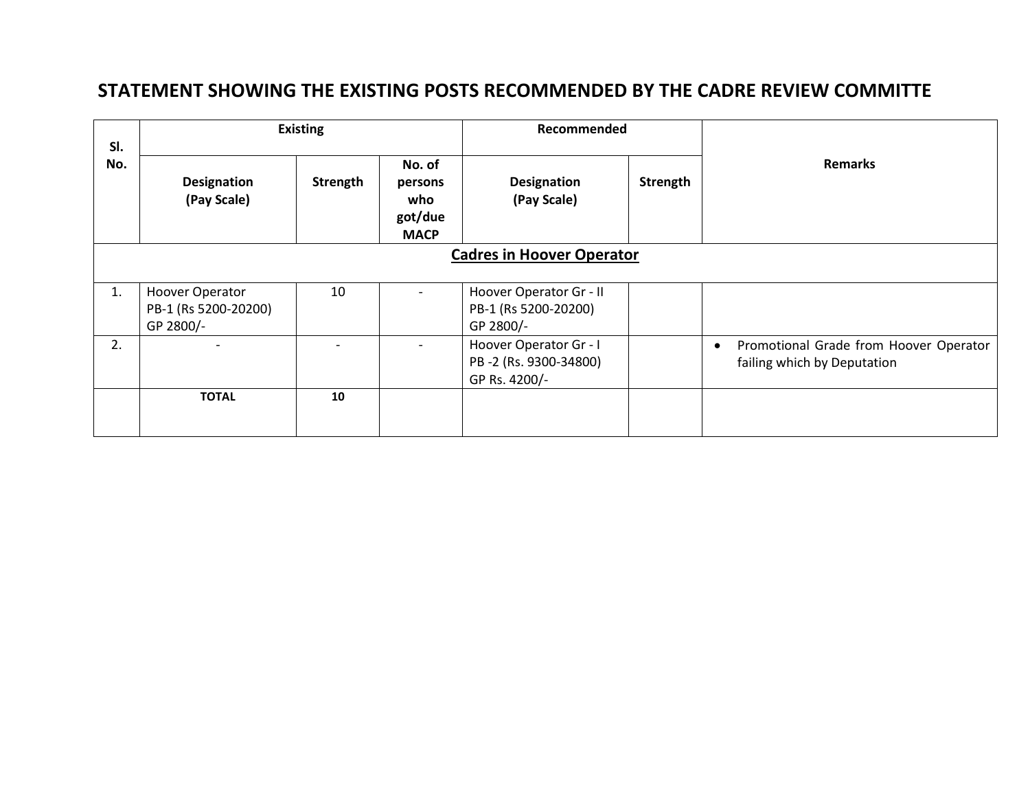## STATEMENT SHOWING THE EXISTING POSTS RECOMMENDED BY THE CADRE REVIEW COMMITTE

| Sl. No. | Existing | | | Recommended | | Remarks |
|---|---|---|---|---|---|---|
| | Designation (Pay Scale) | Strength | No. of persons who got/due MACP | Designation (Pay Scale) | Strength | |
| **Cadres in Hoover Operator** | | | | | | |
| 1. | Hoover Operator PB-1 (Rs 5200-20200) GP 2800/- | 10 | - | Hoover Operator Gr - II PB-1 (Rs 5200-20200) GP 2800/- | | |
| 2. | - | - | - | Hoover Operator Gr - I PB -2 (Rs. 9300-34800) GP Rs. 4200/- | | • Promotional Grade from Hoover Operator failing which by Deputation |
| | **TOTAL** | **10** | | | | |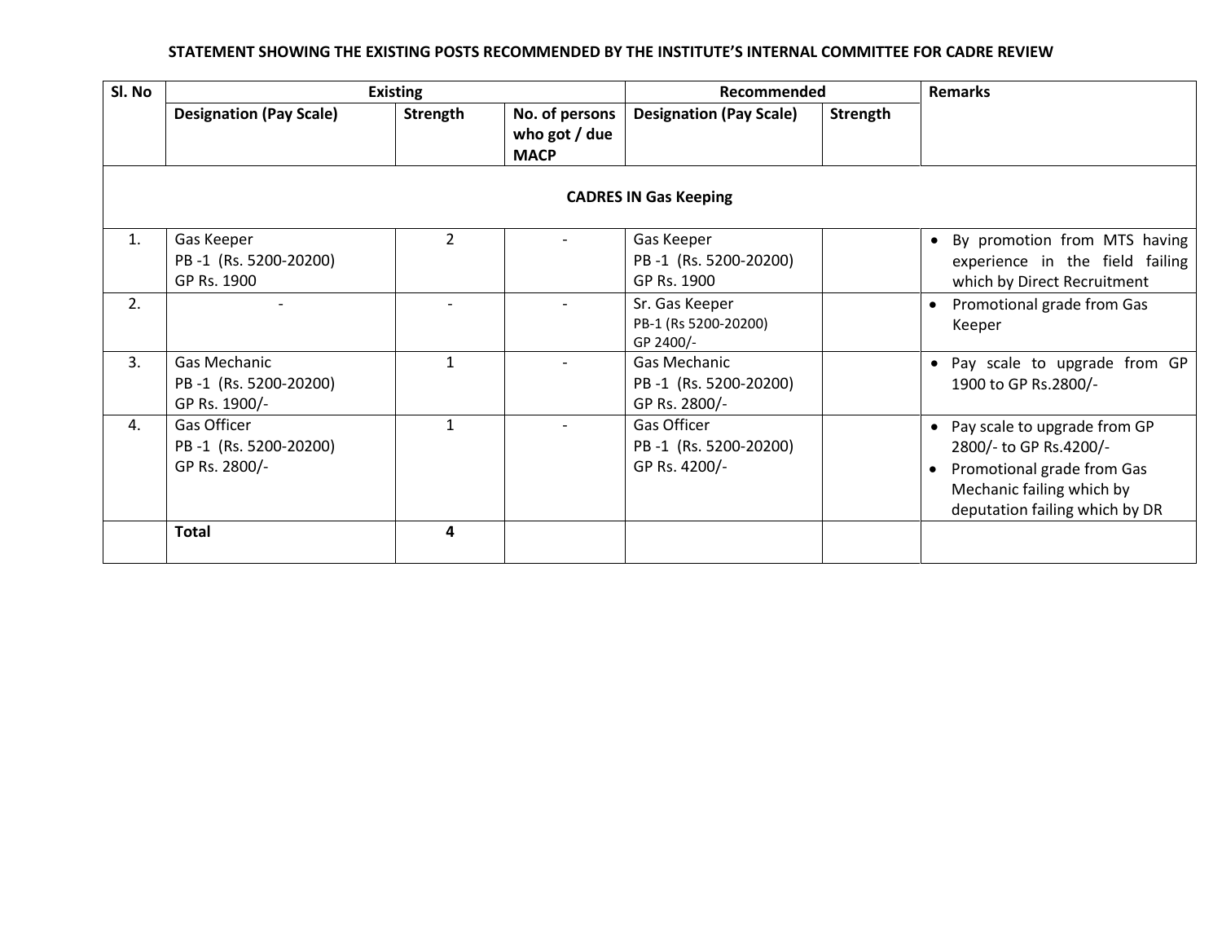**STATEMENT SHOWING THE EXISTING POSTS RECOMMENDED BY THE INSTITUTE'S INTERNAL COMMITTEE FOR CADRE REVIEW**

| Sl. No | Existing | | | Recommended | | Remarks |
|---|---|---|---|---|---|---|
| | **Designation (Pay Scale)** | **Strength** | **No. of persons who got / due MACP** | **Designation (Pay Scale)** | **Strength** | |
| | | | | **CADRES IN Gas Keeping** | | |
| 1. | Gas Keeper<br>PB -1 (Rs. 5200-20200)<br>GP Rs. 1900 | 2 | - | Gas Keeper<br>PB -1 (Rs. 5200-20200)<br>GP Rs. 1900 | | • By promotion from MTS having experience in the field failing which by Direct Recruitment |
| 2. | - | - | - | Sr. Gas Keeper<br>PB-1 (Rs 5200-20200)<br>GP 2400/- | | • Promotional grade from Gas Keeper |
| 3. | Gas Mechanic<br>PB -1 (Rs. 5200-20200)<br>GP Rs. 1900/- | 1 | - | Gas Mechanic<br>PB -1 (Rs. 5200-20200)<br>GP Rs. 2800/- | | • Pay scale to upgrade from GP 1900 to GP Rs.2800/- |
| 4. | Gas Officer<br>PB -1 (Rs. 5200-20200)<br>GP Rs. 2800/- | 1 | - | Gas Officer<br>PB -1 (Rs. 5200-20200)<br>GP Rs. 4200/- | | • Pay scale to upgrade from GP 2800/- to GP Rs.4200/-<br>• Promotional grade from Gas Mechanic failing which by deputation failing which by DR |
| | **Total** | **4** | | | | |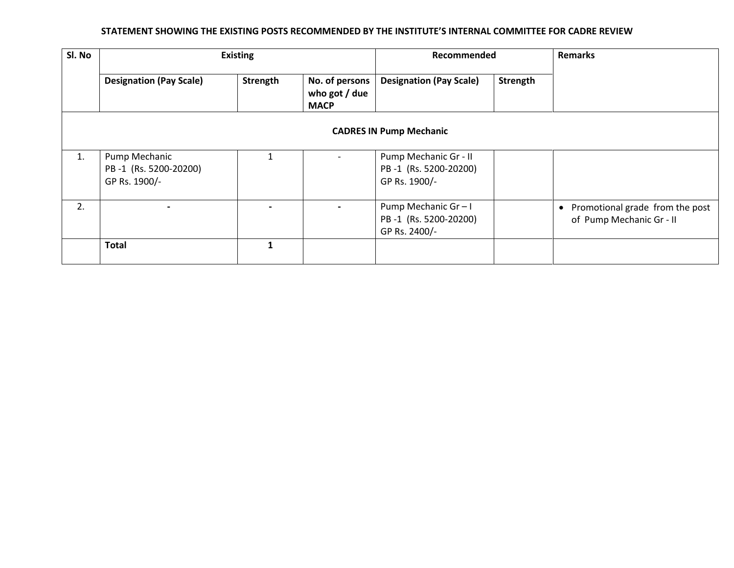**STATEMENT SHOWING THE EXISTING POSTS RECOMMENDED BY THE INSTITUTE'S INTERNAL COMMITTEE FOR CADRE REVIEW**

| Sl. No | Existing | | | Recommended | | Remarks |
|---|---|---|---|---|---|---|
| | **Designation (Pay Scale)** | **Strength** | **No. of persons who got / due MACP** | **Designation (Pay Scale)** | **Strength** | |
| **CADRES IN Pump Mechanic** | | | | | | |
| 1. | Pump Mechanic PB -1 (Rs. 5200-20200) GP Rs. 1900/- | 1 | - | Pump Mechanic Gr - II PB -1 (Rs. 5200-20200) GP Rs. 1900/- | | |
| 2. | - | - | - | Pump Mechanic Gr – I PB -1 (Rs. 5200-20200) GP Rs. 2400/- | | • Promotional grade from the post of Pump Mechanic Gr - II |
| | **Total** | **1** | | | | |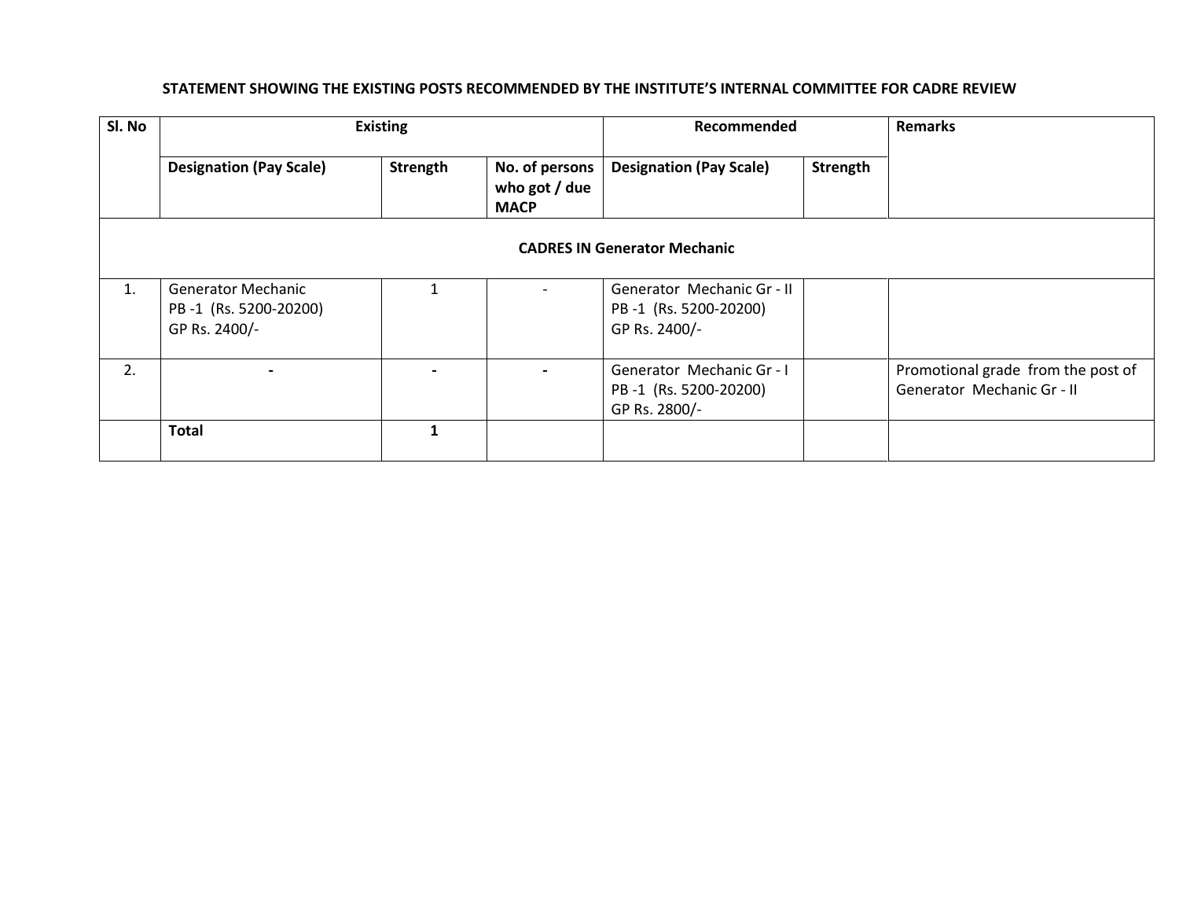**STATEMENT SHOWING THE EXISTING POSTS RECOMMENDED BY THE INSTITUTE'S INTERNAL COMMITTEE FOR CADRE REVIEW**

| Sl. No | Existing | | | Recommended | | Remarks |
|---|---|---|---|---|---|---|
| | **Designation (Pay Scale)** | **Strength** | **No. of persons who got / due MACP** | **Designation (Pay Scale)** | **Strength** | |
| **CADRES IN Generator Mechanic** | | | | | | |
| 1. | Generator Mechanic PB -1 (Rs. 5200-20200) GP Rs. 2400/- | 1 | - | Generator Mechanic Gr - II PB -1 (Rs. 5200-20200) GP Rs. 2400/- | | |
| 2. | - | - | - | Generator Mechanic Gr - I PB -1 (Rs. 5200-20200) GP Rs. 2800/- | | Promotional grade from the post of Generator Mechanic Gr - II |
| | **Total** | **1** | | | | |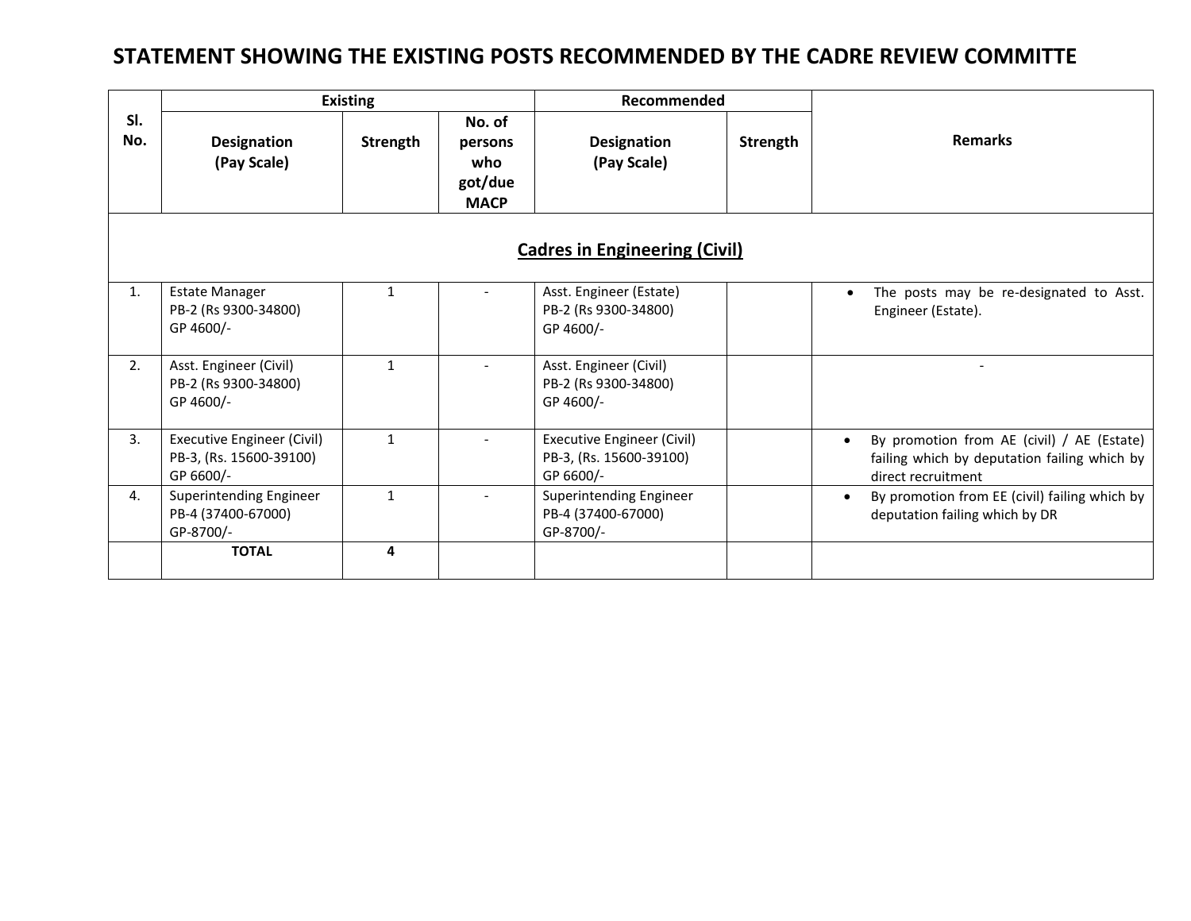# STATEMENT SHOWING THE EXISTING POSTS RECOMMENDED BY THE CADRE REVIEW COMMITTE

| Sl. No. | Existing | | | Recommended | | Remarks |
|---|---|---|---|---|---|---|
| | Designation (Pay Scale) | Strength | No. of persons who got/due MACP | Designation (Pay Scale) | Strength | |
| **Cadres in Engineering (Civil)** | | | | | | |
| 1. | Estate Manager PB-2 (Rs 9300-34800) GP 4600/- | 1 | - | Asst. Engineer (Estate) PB-2 (Rs 9300-34800) GP 4600/- | | • The posts may be re-designated to Asst. Engineer (Estate). |
| 2. | Asst. Engineer (Civil) PB-2 (Rs 9300-34800) GP 4600/- | 1 | - | Asst. Engineer (Civil) PB-2 (Rs 9300-34800) GP 4600/- | | - |
| 3. | Executive Engineer (Civil) PB-3, (Rs. 15600-39100) GP 6600/- | 1 | - | Executive Engineer (Civil) PB-3, (Rs. 15600-39100) GP 6600/- | | • By promotion from AE (civil) / AE (Estate) failing which by deputation failing which by direct recruitment |
| 4. | Superintending Engineer PB-4 (37400-67000) GP-8700/- | 1 | - | Superintending Engineer PB-4 (37400-67000) GP-8700/- | | • By promotion from EE (civil) failing which by deputation failing which by DR |
| | **TOTAL** | **4** | | | | |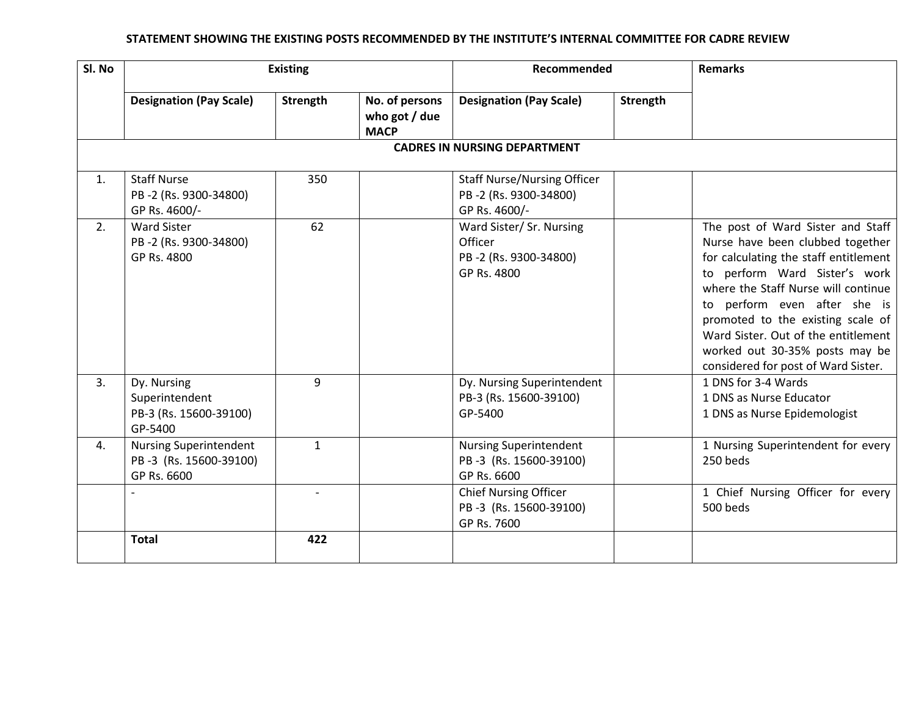**STATEMENT SHOWING THE EXISTING POSTS RECOMMENDED BY THE INSTITUTE'S INTERNAL COMMITTEE FOR CADRE REVIEW**

| Sl. No | Existing | | | Recommended | | Remarks |
|---|---|---|---|---|---|---|
| | **Designation (Pay Scale)** | **Strength** | **No. of persons who got / due MACP** | **Designation (Pay Scale)** | **Strength** | |
| **CADRES IN NURSING DEPARTMENT** | | | | | | |
| 1. | Staff Nurse PB -2 (Rs. 9300-34800) GP Rs. 4600/- | 350 | | Staff Nurse/Nursing Officer PB -2 (Rs. 9300-34800) GP Rs. 4600/- | | |
| 2. | Ward Sister PB -2 (Rs. 9300-34800) GP Rs. 4800 | 62 | | Ward Sister/ Sr. Nursing Officer PB -2 (Rs. 9300-34800) GP Rs. 4800 | | The post of Ward Sister and Staff Nurse have been clubbed together for calculating the staff entitlement to perform Ward Sister's work where the Staff Nurse will continue to perform even after she is promoted to the existing scale of Ward Sister. Out of the entitlement worked out 30-35% posts may be considered for post of Ward Sister. |
| 3. | Dy. Nursing Superintendent PB-3 (Rs. 15600-39100) GP-5400 | 9 | | Dy. Nursing Superintendent PB-3 (Rs. 15600-39100) GP-5400 | | 1 DNS for 3-4 Wards<br>1 DNS as Nurse Educator<br>1 DNS as Nurse Epidemologist |
| 4. | Nursing Superintendent PB -3 (Rs. 15600-39100) GP Rs. 6600 | 1 | | Nursing Superintendent PB -3 (Rs. 15600-39100) GP Rs. 6600 | | 1 Nursing Superintendent for every 250 beds |
| | - | - | | Chief Nursing Officer PB -3 (Rs. 15600-39100) GP Rs. 7600 | | 1 Chief Nursing Officer for every 500 beds |
| | **Total** | **422** | | | | |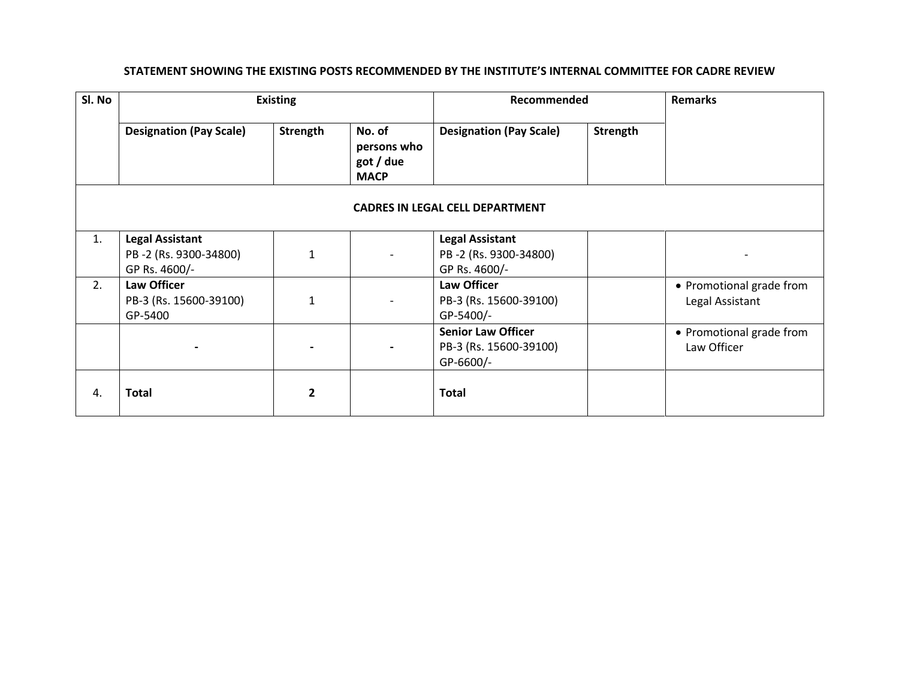**STATEMENT SHOWING THE EXISTING POSTS RECOMMENDED BY THE INSTITUTE'S INTERNAL COMMITTEE FOR CADRE REVIEW**

| Sl. No | Existing | | | Recommended | | Remarks |
|---|---|---|---|---|---|---|
| | **Designation (Pay Scale)** | **Strength** | **No. of persons who got / due MACP** | **Designation (Pay Scale)** | **Strength** | |
| | | | **CADRES IN LEGAL CELL DEPARTMENT** | | | |
| 1. | **Legal Assistant** PB -2 (Rs. 9300-34800) GP Rs. 4600/- | 1 | - | **Legal Assistant** PB -2 (Rs. 9300-34800) GP Rs. 4600/- | | - |
| 2. | **Law Officer** PB-3 (Rs. 15600-39100) GP-5400 | 1 | - | **Law Officer** PB-3 (Rs. 15600-39100) GP-5400/- | | • Promotional grade from Legal Assistant |
| | **-** | **-** | **-** | **Senior Law Officer** PB-3 (Rs. 15600-39100) GP-6600/- | | • Promotional grade from Law Officer |
| 4. | **Total** | **2** | | **Total** | | |